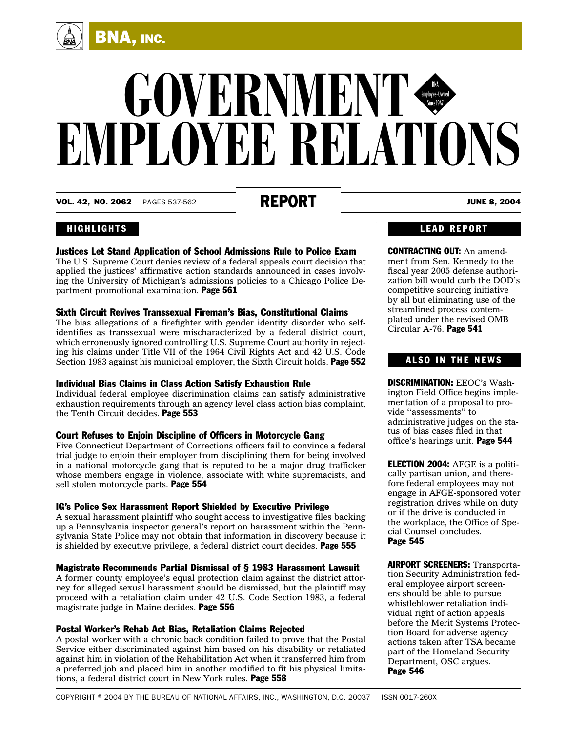BNA, INC.

# GOVERNMENT EMPLOYEE RELATIONS REPORT

BNA Employee-Owned Since 1947

**VOL. 42, NO. 2062** PAGES 537-562 **JUNE 8, 2004**

## HIGHLIGHTS

### Justices Let Stand Application of School Admissions Rule to Police Exam

The U.S. Supreme Court denies review of a federal appeals court decision that applied the justices' affirmative action standards announced in cases involving the University of Michigan's admissions policies to a Chicago Police Department promotional examination. **Page 561**

### Sixth Circuit Revives Transsexual Fireman's Bias, Constitutional Claims

The bias allegations of a firefighter with gender identity disorder who self-identifies as transsexual were mischaracterized by a federal district court, which erroneously ignored controlling U.S. Supreme Court authority in rejecting his claims under Title VII of the 1964 Civil Rights Act and 42 U.S. Code Section 1983 against his municipal employer, the Sixth Circuit holds. **Page 552**

### Individual Bias Claims in Class Action Satisfy Exhaustion Rule

Individual federal employee discrimination claims can satisfy administrative exhaustion requirements through an agency level class action bias complaint, the Tenth Circuit decides. **Page 553**

### Court Refuses to Enjoin Discipline of Officers in Motorcycle Gang

Five Connecticut Department of Corrections officers fail to convince a federal trial judge to enjoin their employer from disciplining them for being involved in a national motorcycle gang that is reputed to be a major drug trafficker whose members engage in violence, associate with white supremacists, and sell stolen motorcycle parts. **Page 554**

### IG's Police Sex Harassment Report Shielded by Executive Privilege

A sexual harassment plaintiff who sought access to investigative files backing up a Pennsylvania inspector general's report on harassment within the Pennsylvania State Police may not obtain that information in discovery because it is shielded by executive privilege, a federal district court decides. **Page 555**

### Magistrate Recommends Partial Dismissal of § 1983 Harassment Lawsuit

A former county employee's equal protection claim against the district attorney for alleged sexual harassment should be dismissed, but the plaintiff may proceed with a retaliation claim under 42 U.S. Code Section 1983, a federal magistrate judge in Maine decides. **Page 556**

### Postal Worker's Rehab Act Bias, Retaliation Claims Rejected

A postal worker with a chronic back condition failed to prove that the Postal Service either discriminated against him based on his disability or retaliated against him in violation of the Rehabilitation Act when it transferred him from a preferred job and placed him in another modified to fit his physical limitations, a federal district court in New York rules. **Page 558**

## LEAD REPORT

**CONTRACTING OUT:** An amendment from Sen. Kennedy to the fiscal year 2005 defense authorization bill would curb the DOD's competitive sourcing initiative by all but eliminating use of the streamlined process contemplated under the revised OMB Circular A-76. **Page 541**

## ALSO IN THE NEWS

**DISCRIMINATION:** EEOC's Washington Field Office begins implementation of a proposal to provide ''assessments'' to administrative judges on the status of bias cases filed in that office's hearings unit. **Page 544**

**ELECTION 2004:** AFGE is a politically partisan union, and therefore federal employees may not engage in AFGE-sponsored voter registration drives while on duty or if the drive is conducted in the workplace, the Office of Special Counsel concludes. **Page 545**

**AIRPORT SCREENERS:** Transportation Security Administration federal employee airport screeners should be able to pursue whistleblower retaliation individual right of action appeals before the Merit Systems Protection Board for adverse agency actions taken after TSA became part of the Homeland Security Department, OSC argues. **Page 546**

COPYRIGHT © 2004 BY THE BUREAU OF NATIONAL AFFAIRS, INC., WASHINGTON, D.C. 20037 ISSN 0017-260X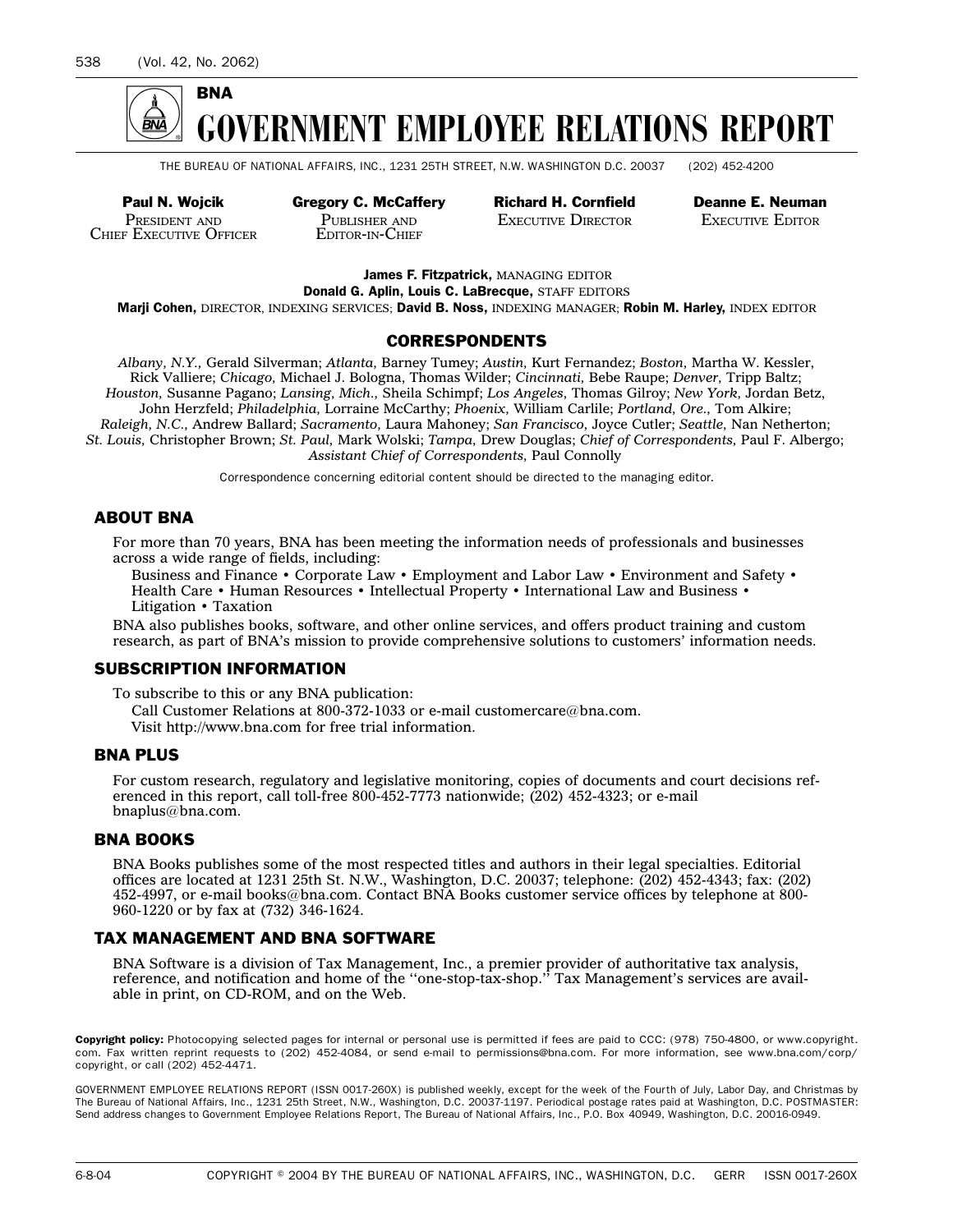# BNA GOVERNMENT EMPLOYEE RELATIONS REPORT

THE BUREAU OF NATIONAL AFFAIRS, INC., 1231 25TH STREET, N.W. WASHINGTON D.C. 20037 (202) 452-4200

**Paul N. Wojcik** — PRESIDENT AND CHIEF EXECUTIVE OFFICER

**Gregory C. McCaffery** — PUBLISHER AND EDITOR-IN-CHIEF

**Richard H. Cornfield** — EXECUTIVE DIRECTOR

**Deanne E. Neuman** — EXECUTIVE EDITOR

**James F. Fitzpatrick,** MANAGING EDITOR

**Donald G. Aplin, Louis C. LaBrecque,** STAFF EDITORS

**Marji Cohen,** DIRECTOR, INDEXING SERVICES; **David B. Noss,** INDEXING MANAGER; **Robin M. Harley,** INDEX EDITOR

## CORRESPONDENTS

*Albany, N.Y.,* Gerald Silverman; *Atlanta,* Barney Tumey; *Austin,* Kurt Fernandez; *Boston,* Martha W. Kessler, Rick Valliere; *Chicago,* Michael J. Bologna, Thomas Wilder; *Cincinnati,* Bebe Raupe; *Denver,* Tripp Baltz; *Houston,* Susanne Pagano; *Lansing, Mich.,* Sheila Schimpf; *Los Angeles,* Thomas Gilroy; *New York,* Jordan Betz, John Herzfeld; *Philadelphia,* Lorraine McCarthy; *Phoenix,* William Carlile; *Portland, Ore.,* Tom Alkire; *Raleigh, N.C.,* Andrew Ballard; *Sacramento,* Laura Mahoney; *San Francisco,* Joyce Cutler; *Seattle,* Nan Netherton; *St. Louis,* Christopher Brown; *St. Paul,* Mark Wolski; *Tampa,* Drew Douglas; *Chief of Correspondents,* Paul F. Albergo; *Assistant Chief of Correspondents,* Paul Connolly

Correspondence concerning editorial content should be directed to the managing editor.

## ABOUT BNA

For more than 70 years, BNA has been meeting the information needs of professionals and businesses across a wide range of fields, including:

Business and Finance • Corporate Law • Employment and Labor Law • Environment and Safety • Health Care • Human Resources • Intellectual Property • International Law and Business • Litigation • Taxation

BNA also publishes books, software, and other online services, and offers product training and custom research, as part of BNA's mission to provide comprehensive solutions to customers' information needs.

## SUBSCRIPTION INFORMATION

To subscribe to this or any BNA publication:

Call Customer Relations at 800-372-1033 or e-mail customercare@bna.com.
Visit http://www.bna.com for free trial information.

## BNA PLUS

For custom research, regulatory and legislative monitoring, copies of documents and court decisions referenced in this report, call toll-free 800-452-7773 nationwide; (202) 452-4323; or e-mail bnaplus@bna.com.

## BNA BOOKS

BNA Books publishes some of the most respected titles and authors in their legal specialties. Editorial offices are located at 1231 25th St. N.W., Washington, D.C. 20037; telephone: (202) 452-4343; fax: (202) 452-4997, or e-mail books@bna.com. Contact BNA Books customer service offices by telephone at 800-960-1220 or by fax at (732) 346-1624.

## TAX MANAGEMENT AND BNA SOFTWARE

BNA Software is a division of Tax Management, Inc., a premier provider of authoritative tax analysis, reference, and notification and home of the ''one-stop-tax-shop.'' Tax Management's services are available in print, on CD-ROM, and on the Web.

**Copyright policy:** Photocopying selected pages for internal or personal use is permitted if fees are paid to CCC: (978) 750-4800, or www.copyright.com. Fax written reprint requests to (202) 452-4084, or send e-mail to permissions@bna.com. For more information, see www.bna.com/corp/copyright, or call (202) 452-4471.

GOVERNMENT EMPLOYEE RELATIONS REPORT (ISSN 0017-260X) is published weekly, except for the week of the Fourth of July, Labor Day, and Christmas by The Bureau of National Affairs, Inc., 1231 25th Street, N.W., Washington, D.C. 20037-1197. Periodical postage rates paid at Washington, D.C. POSTMASTER: Send address changes to Government Employee Relations Report, The Bureau of National Affairs, Inc., P.O. Box 40949, Washington, D.C. 20016-0949.

COPYRIGHT © 2004 BY THE BUREAU OF NATIONAL AFFAIRS, INC., WASHINGTON, D.C. GERR ISSN 0017-260X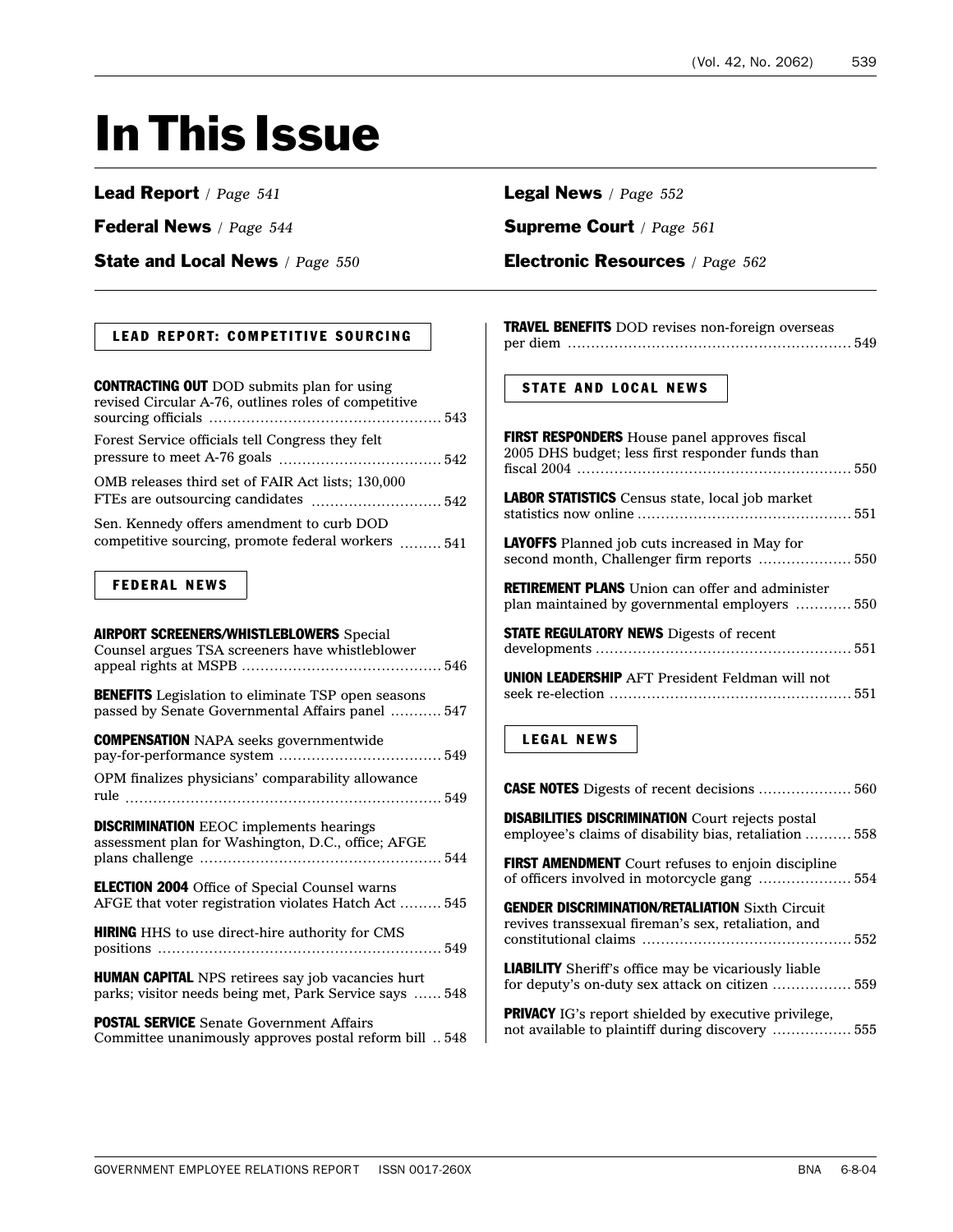# In This Issue

**Lead Report** / *Page 541*

**Federal News** / *Page 544*

**State and Local News** / *Page 550*

**Legal News** / *Page 552*

**Supreme Court** / *Page 561*

**Electronic Resources** / *Page 562*

## LEAD REPORT: COMPETITIVE SOURCING

**CONTRACTING OUT** DOD submits plan for using revised Circular A-76, outlines roles of competitive sourcing officials .......... 543

Forest Service officials tell Congress they felt pressure to meet A-76 goals .......... 542

OMB releases third set of FAIR Act lists; 130,000 FTEs are outsourcing candidates .......... 542

Sen. Kennedy offers amendment to curb DOD competitive sourcing, promote federal workers .......... 541

## FEDERAL NEWS

**AIRPORT SCREENERS/WHISTLEBLOWERS** Special Counsel argues TSA screeners have whistleblower appeal rights at MSPB .......... 546

**BENEFITS** Legislation to eliminate TSP open seasons passed by Senate Governmental Affairs panel .......... 547

**COMPENSATION** NAPA seeks governmentwide pay-for-performance system .......... 549

OPM finalizes physicians' comparability allowance rule .......... 549

**DISCRIMINATION** EEOC implements hearings assessment plan for Washington, D.C., office; AFGE plans challenge .......... 544

**ELECTION 2004** Office of Special Counsel warns AFGE that voter registration violates Hatch Act .......... 545

**HIRING** HHS to use direct-hire authority for CMS positions .......... 549

**HUMAN CAPITAL** NPS retirees say job vacancies hurt parks; visitor needs being met, Park Service says .......... 548

**POSTAL SERVICE** Senate Government Affairs Committee unanimously approves postal reform bill .......... 548

**TRAVEL BENEFITS** DOD revises non-foreign overseas per diem .......... 549

## STATE AND LOCAL NEWS

**FIRST RESPONDERS** House panel approves fiscal 2005 DHS budget; less first responder funds than fiscal 2004 .......... 550

**LABOR STATISTICS** Census state, local job market statistics now online .......... 551

**LAYOFFS** Planned job cuts increased in May for second month, Challenger firm reports .......... 550

**RETIREMENT PLANS** Union can offer and administer plan maintained by governmental employers .......... 550

**STATE REGULATORY NEWS** Digests of recent developments .......... 551

**UNION LEADERSHIP** AFT President Feldman will not seek re-election .......... 551

## LEGAL NEWS

**CASE NOTES** Digests of recent decisions .......... 560

**DISABILITIES DISCRIMINATION** Court rejects postal employee's claims of disability bias, retaliation .......... 558

**FIRST AMENDMENT** Court refuses to enjoin discipline of officers involved in motorcycle gang .......... 554

**GENDER DISCRIMINATION/RETALIATION** Sixth Circuit revives transsexual fireman's sex, retaliation, and constitutional claims .......... 552

**LIABILITY** Sheriff's office may be vicariously liable for deputy's on-duty sex attack on citizen .......... 559

**PRIVACY** IG's report shielded by executive privilege, not available to plaintiff during discovery .......... 555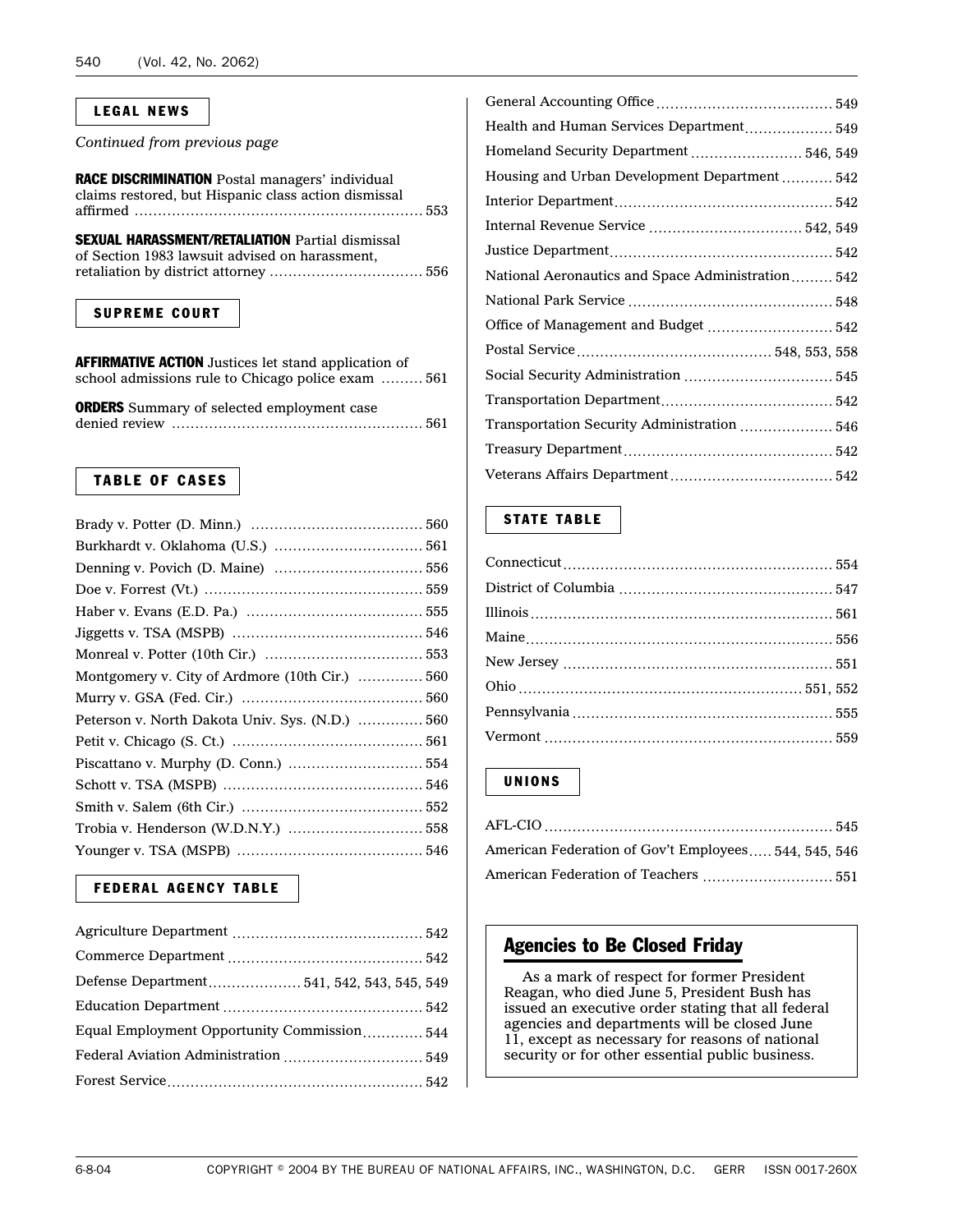## LEGAL NEWS

*Continued from previous page*

**RACE DISCRIMINATION** Postal managers' individual claims restored, but Hispanic class action dismissal affirmed ........ 553

**SEXUAL HARASSMENT/RETALIATION** Partial dismissal of Section 1983 lawsuit advised on harassment, retaliation by district attorney ........ 556

## SUPREME COURT

**AFFIRMATIVE ACTION** Justices let stand application of school admissions rule to Chicago police exam ........ 561

**ORDERS** Summary of selected employment case denied review ........ 561

## TABLE OF CASES

Brady v. Potter (D. Minn.) ........ 560
Burkhardt v. Oklahoma (U.S.) ........ 561
Denning v. Povich (D. Maine) ........ 556
Doe v. Forrest (Vt.) ........ 559
Haber v. Evans (E.D. Pa.) ........ 555
Jiggetts v. TSA (MSPB) ........ 546
Monreal v. Potter (10th Cir.) ........ 553
Montgomery v. City of Ardmore (10th Cir.) ........ 560
Murry v. GSA (Fed. Cir.) ........ 560
Peterson v. North Dakota Univ. Sys. (N.D.) ........ 560
Petit v. Chicago (S. Ct.) ........ 561
Piscattano v. Murphy (D. Conn.) ........ 554
Schott v. TSA (MSPB) ........ 546
Smith v. Salem (6th Cir.) ........ 552
Trobia v. Henderson (W.D.N.Y.) ........ 558
Younger v. TSA (MSPB) ........ 546

## FEDERAL AGENCY TABLE

Agriculture Department ........ 542
Commerce Department ........ 542
Defense Department ........ 541, 542, 543, 545, 549
Education Department ........ 542
Equal Employment Opportunity Commission ........ 544
Federal Aviation Administration ........ 549
Forest Service ........ 542
General Accounting Office ........ 549
Health and Human Services Department ........ 549
Homeland Security Department ........ 546, 549
Housing and Urban Development Department ........ 542
Interior Department ........ 542
Internal Revenue Service ........ 542, 549
Justice Department ........ 542
National Aeronautics and Space Administration ........ 542
National Park Service ........ 548
Office of Management and Budget ........ 542
Postal Service ........ 548, 553, 558
Social Security Administration ........ 545
Transportation Department ........ 542
Transportation Security Administration ........ 546
Treasury Department ........ 542
Veterans Affairs Department ........ 542

## STATE TABLE

Connecticut ........ 554
District of Columbia ........ 547
Illinois ........ 561
Maine ........ 556
New Jersey ........ 551
Ohio ........ 551, 552
Pennsylvania ........ 555
Vermont ........ 559

## UNIONS

AFL-CIO ........ 545
American Federation of Gov't Employees ........ 544, 545, 546
American Federation of Teachers ........ 551

### Agencies to Be Closed Friday

As a mark of respect for former President Reagan, who died June 5, President Bush has issued an executive order stating that all federal agencies and departments will be closed June 11, except as necessary for reasons of national security or for other essential public business.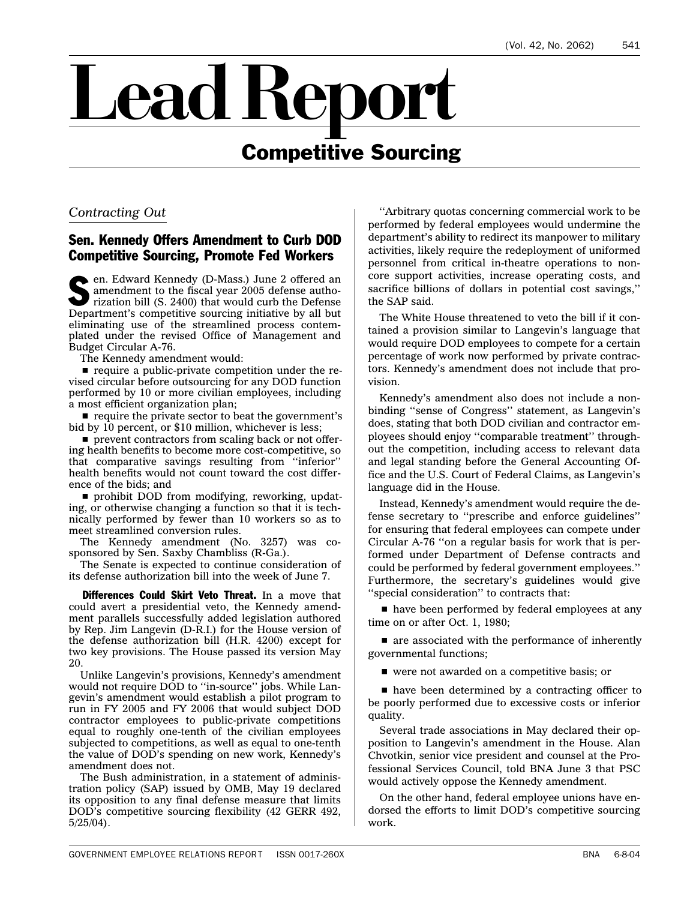# Lead Report

## Competitive Sourcing

*Contracting Out*

### Sen. Kennedy Offers Amendment to Curb DOD Competitive Sourcing, Promote Fed Workers

Sen. Edward Kennedy (D-Mass.) June 2 offered an amendment to the fiscal year 2005 defense authorization bill (S. 2400) that would curb the Defense Department's competitive sourcing initiative by all but eliminating use of the streamlined process contemplated under the revised Office of Management and Budget Circular A-76.

The Kennedy amendment would:

- require a public-private competition under the revised circular before outsourcing for any DOD function performed by 10 or more civilian employees, including a most efficient organization plan;
- require the private sector to beat the government's bid by 10 percent, or $10 million, whichever is less;
- prevent contractors from scaling back or not offering health benefits to become more cost-competitive, so that comparative savings resulting from ''inferior'' health benefits would not count toward the cost difference of the bids; and
- prohibit DOD from modifying, reworking, updating, or otherwise changing a function so that it is technically performed by fewer than 10 workers so as to meet streamlined conversion rules.

The Kennedy amendment (No. 3257) was cosponsored by Sen. Saxby Chambliss (R-Ga.).

The Senate is expected to continue consideration of its defense authorization bill into the week of June 7.

**Differences Could Skirt Veto Threat.** In a move that could avert a presidential veto, the Kennedy amendment parallels successfully added legislation authored by Rep. Jim Langevin (D-R.I.) for the House version of the defense authorization bill (H.R. 4200) except for two key provisions. The House passed its version May 20.

Unlike Langevin's provisions, Kennedy's amendment would not require DOD to ''in-source'' jobs. While Langevin's amendment would establish a pilot program to run in FY 2005 and FY 2006 that would subject DOD contractor employees to public-private competitions equal to roughly one-tenth of the civilian employees subjected to competitions, as well as equal to one-tenth the value of DOD's spending on new work, Kennedy's amendment does not.

The Bush administration, in a statement of administration policy (SAP) issued by OMB, May 19 declared its opposition to any final defense measure that limits DOD's competitive sourcing flexibility (42 GERR 492, 5/25/04).

''Arbitrary quotas concerning commercial work to be performed by federal employees would undermine the department's ability to redirect its manpower to military activities, likely require the redeployment of uniformed personnel from critical in-theatre operations to non-core support activities, increase operating costs, and sacrifice billions of dollars in potential cost savings,'' the SAP said.

The White House threatened to veto the bill if it contained a provision similar to Langevin's language that would require DOD employees to compete for a certain percentage of work now performed by private contractors. Kennedy's amendment does not include that provision.

Kennedy's amendment also does not include a non-binding ''sense of Congress'' statement, as Langevin's does, stating that both DOD civilian and contractor employees should enjoy ''comparable treatment'' throughout the competition, including access to relevant data and legal standing before the General Accounting Office and the U.S. Court of Federal Claims, as Langevin's language did in the House.

Instead, Kennedy's amendment would require the defense secretary to ''prescribe and enforce guidelines'' for ensuring that federal employees can compete under Circular A-76 ''on a regular basis for work that is performed under Department of Defense contracts and could be performed by federal government employees.'' Furthermore, the secretary's guidelines would give ''special consideration'' to contracts that:

- have been performed by federal employees at any time on or after Oct. 1, 1980;
- are associated with the performance of inherently governmental functions;
- were not awarded on a competitive basis; or
- have been determined by a contracting officer to be poorly performed due to excessive costs or inferior quality.

Several trade associations in May declared their opposition to Langevin's amendment in the House. Alan Chvotkin, senior vice president and counsel at the Professional Services Council, told BNA June 3 that PSC would actively oppose the Kennedy amendment.

On the other hand, federal employee unions have endorsed the efforts to limit DOD's competitive sourcing work.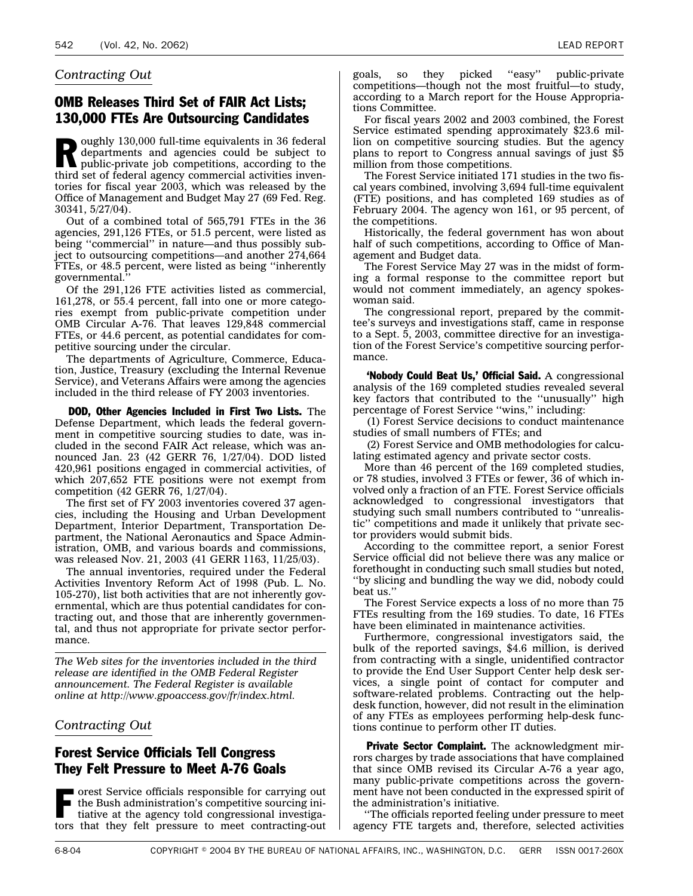*Contracting Out*

## OMB Releases Third Set of FAIR Act Lists; 130,000 FTEs Are Outsourcing Candidates

Roughly 130,000 full-time equivalents in 36 federal departments and agencies could be subject to public-private job competitions, according to the third set of federal agency commercial activities inventories for fiscal year 2003, which was released by the Office of Management and Budget May 27 (69 Fed. Reg. 30341, 5/27/04).

Out of a combined total of 565,791 FTEs in the 36 agencies, 291,126 FTEs, or 51.5 percent, were listed as being ''commercial'' in nature—and thus possibly subject to outsourcing competitions—and another 274,664 FTEs, or 48.5 percent, were listed as being ''inherently governmental.''

Of the 291,126 FTE activities listed as commercial, 161,278, or 55.4 percent, fall into one or more categories exempt from public-private competition under OMB Circular A-76. That leaves 129,848 commercial FTEs, or 44.6 percent, as potential candidates for competitive sourcing under the circular.

The departments of Agriculture, Commerce, Education, Justice, Treasury (excluding the Internal Revenue Service), and Veterans Affairs were among the agencies included in the third release of FY 2003 inventories.

**DOD, Other Agencies Included in First Two Lists.** The Defense Department, which leads the federal government in competitive sourcing studies to date, was included in the second FAIR Act release, which was announced Jan. 23 (42 GERR 76, 1/27/04). DOD listed 420,961 positions engaged in commercial activities, of which 207,652 FTE positions were not exempt from competition (42 GERR 76, 1/27/04).

The first set of FY 2003 inventories covered 37 agencies, including the Housing and Urban Development Department, Interior Department, Transportation Department, the National Aeronautics and Space Administration, OMB, and various boards and commissions, was released Nov. 21, 2003 (41 GERR 1163, 11/25/03).

The annual inventories, required under the Federal Activities Inventory Reform Act of 1998 (Pub. L. No. 105-270), list both activities that are not inherently governmental, which are thus potential candidates for contracting out, and those that are inherently governmental, and thus not appropriate for private sector performance.

*The Web sites for the inventories included in the third release are identified in the OMB Federal Register announcement. The Federal Register is available online at http://www.gpoaccess.gov/fr/index.html.*

*Contracting Out*

## Forest Service Officials Tell Congress They Felt Pressure to Meet A-76 Goals

Forest Service officials responsible for carrying out the Bush administration's competitive sourcing initiative at the agency told congressional investigators that they felt pressure to meet contracting-out goals, so they picked ''easy'' public-private competitions—though not the most fruitful—to study, according to a March report for the House Appropriations Committee.

For fiscal years 2002 and 2003 combined, the Forest Service estimated spending approximately $23.6 million on competitive sourcing studies. But the agency plans to report to Congress annual savings of just $5 million from those competitions.

The Forest Service initiated 171 studies in the two fiscal years combined, involving 3,694 full-time equivalent (FTE) positions, and has completed 169 studies as of February 2004. The agency won 161, or 95 percent, of the competitions.

Historically, the federal government has won about half of such competitions, according to Office of Management and Budget data.

The Forest Service May 27 was in the midst of forming a formal response to the committee report but would not comment immediately, an agency spokeswoman said.

The congressional report, prepared by the committee's surveys and investigations staff, came in response to a Sept. 5, 2003, committee directive for an investigation of the Forest Service's competitive sourcing performance.

**'Nobody Could Beat Us,' Official Said.** A congressional analysis of the 169 completed studies revealed several key factors that contributed to the ''unusually'' high percentage of Forest Service ''wins,'' including:

(1) Forest Service decisions to conduct maintenance studies of small numbers of FTEs; and

(2) Forest Service and OMB methodologies for calculating estimated agency and private sector costs.

More than 46 percent of the 169 completed studies, or 78 studies, involved 3 FTEs or fewer, 36 of which involved only a fraction of an FTE. Forest Service officials acknowledged to congressional investigators that studying such small numbers contributed to ''unrealistic'' competitions and made it unlikely that private sector providers would submit bids.

According to the committee report, a senior Forest Service official did not believe there was any malice or forethought in conducting such small studies but noted, ''by slicing and bundling the way we did, nobody could beat us.''

The Forest Service expects a loss of no more than 75 FTEs resulting from the 169 studies. To date, 16 FTEs have been eliminated in maintenance activities.

Furthermore, congressional investigators said, the bulk of the reported savings, $4.6 million, is derived from contracting with a single, unidentified contractor to provide the End User Support Center help desk services, a single point of contact for computer and software-related problems. Contracting out the help-desk function, however, did not result in the elimination of any FTEs as employees performing help-desk functions continue to perform other IT duties.

**Private Sector Complaint.** The acknowledgment mirrors charges by trade associations that have complained that since OMB revised its Circular A-76 a year ago, many public-private competitions across the government have not been conducted in the expressed spirit of the administration's initiative.

''The officials reported feeling under pressure to meet agency FTE targets and, therefore, selected activities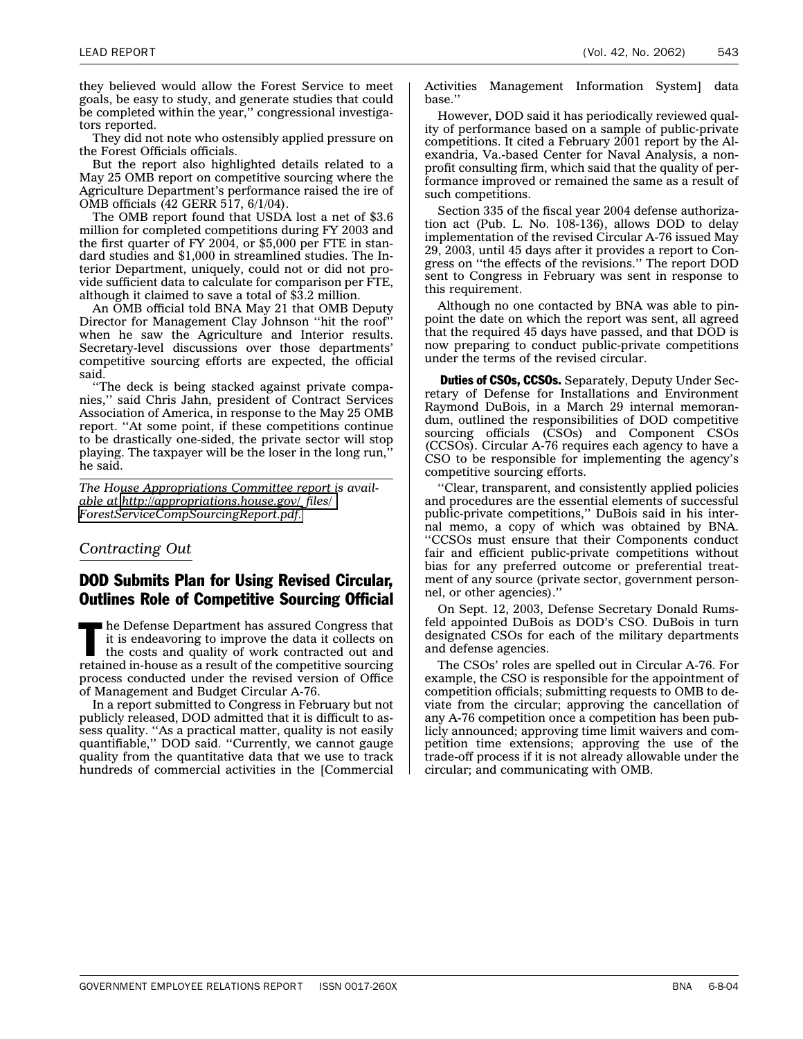they believed would allow the Forest Service to meet goals, be easy to study, and generate studies that could be completed within the year,'' congressional investigators reported.

They did not note who ostensibly applied pressure on the Forest Officials officials.

But the report also highlighted details related to a May 25 OMB report on competitive sourcing where the Agriculture Department's performance raised the ire of OMB officials (42 GERR 517, 6/1/04).

The OMB report found that USDA lost a net of $3.6 million for completed competitions during FY 2003 and the first quarter of FY 2004, or $5,000 per FTE in standard studies and $1,000 in streamlined studies. The Interior Department, uniquely, could not or did not provide sufficient data to calculate for comparison per FTE, although it claimed to save a total of $3.2 million.

An OMB official told BNA May 21 that OMB Deputy Director for Management Clay Johnson ''hit the roof'' when he saw the Agriculture and Interior results. Secretary-level discussions over those departments' competitive sourcing efforts are expected, the official said.

''The deck is being stacked against private companies,'' said Chris Jahn, president of Contract Services Association of America, in response to the May 25 OMB report. ''At some point, if these competitions continue to be drastically one-sided, the private sector will stop playing. The taxpayer will be the loser in the long run,'' he said.

*The House Appropriations Committee report is available at http://appropriations.house.gov/_files/ForestServiceCompSourcingReport.pdf.*

*Contracting Out*

## DOD Submits Plan for Using Revised Circular, Outlines Role of Competitive Sourcing Official

The Defense Department has assured Congress that it is endeavoring to improve the data it collects on the costs and quality of work contracted out and retained in-house as a result of the competitive sourcing process conducted under the revised version of Office of Management and Budget Circular A-76.

In a report submitted to Congress in February but not publicly released, DOD admitted that it is difficult to assess quality. ''As a practical matter, quality is not easily quantifiable,'' DOD said. ''Currently, we cannot gauge quality from the quantitative data that we use to track hundreds of commercial activities in the [Commercial Activities Management Information System] data base.''

However, DOD said it has periodically reviewed quality of performance based on a sample of public-private competitions. It cited a February 2001 report by the Alexandria, Va.-based Center for Naval Analysis, a nonprofit consulting firm, which said that the quality of performance improved or remained the same as a result of such competitions.

Section 335 of the fiscal year 2004 defense authorization act (Pub. L. No. 108-136), allows DOD to delay implementation of the revised Circular A-76 issued May 29, 2003, until 45 days after it provides a report to Congress on ''the effects of the revisions.'' The report DOD sent to Congress in February was sent in response to this requirement.

Although no one contacted by BNA was able to pinpoint the date on which the report was sent, all agreed that the required 45 days have passed, and that DOD is now preparing to conduct public-private competitions under the terms of the revised circular.

**Duties of CSOs, CCSOs.** Separately, Deputy Under Secretary of Defense for Installations and Environment Raymond DuBois, in a March 29 internal memorandum, outlined the responsibilities of DOD competitive sourcing officials (CSOs) and Component CSOs (CCSOs). Circular A-76 requires each agency to have a CSO to be responsible for implementing the agency's competitive sourcing efforts.

''Clear, transparent, and consistently applied policies and procedures are the essential elements of successful public-private competitions,'' DuBois said in his internal memo, a copy of which was obtained by BNA. ''CCSOs must ensure that their Components conduct fair and efficient public-private competitions without bias for any preferred outcome or preferential treatment of any source (private sector, government personnel, or other agencies).''

On Sept. 12, 2003, Defense Secretary Donald Rumsfeld appointed DuBois as DOD's CSO. DuBois in turn designated CSOs for each of the military departments and defense agencies.

The CSOs' roles are spelled out in Circular A-76. For example, the CSO is responsible for the appointment of competition officials; submitting requests to OMB to deviate from the circular; approving the cancellation of any A-76 competition once a competition has been publicly announced; approving time limit waivers and competition time extensions; approving the use of the trade-off process if it is not already allowable under the circular; and communicating with OMB.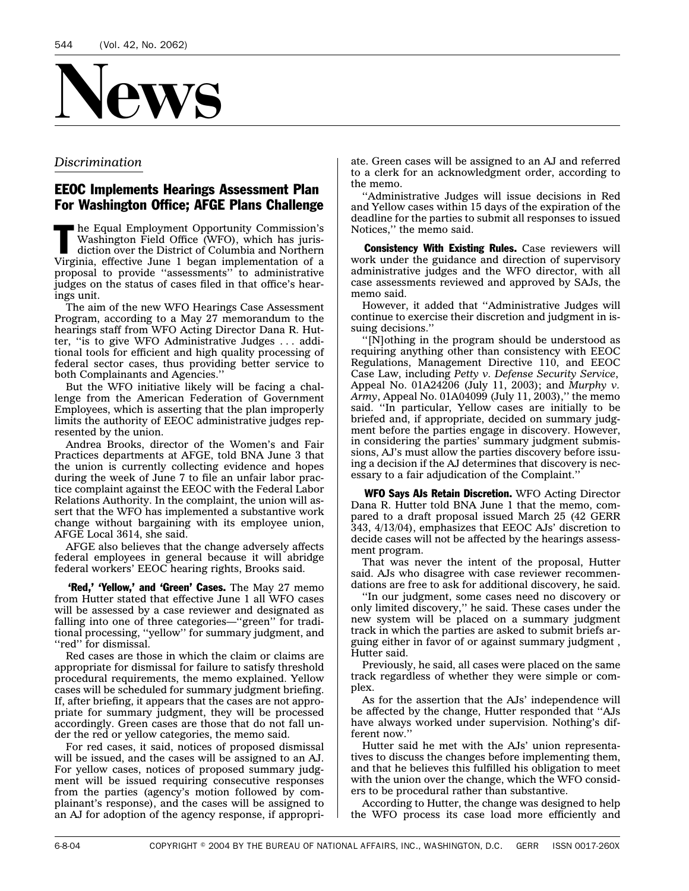# News

*Discrimination*

## EEOC Implements Hearings Assessment Plan For Washington Office; AFGE Plans Challenge

The Equal Employment Opportunity Commission's Washington Field Office (WFO), which has jurisdiction over the District of Columbia and Northern Virginia, effective June 1 began implementation of a proposal to provide ''assessments'' to administrative judges on the status of cases filed in that office's hearings unit.

The aim of the new WFO Hearings Case Assessment Program, according to a May 27 memorandum to the hearings staff from WFO Acting Director Dana R. Hutter, ''is to give WFO Administrative Judges . . . additional tools for efficient and high quality processing of federal sector cases, thus providing better service to both Complainants and Agencies.''

But the WFO initiative likely will be facing a challenge from the American Federation of Government Employees, which is asserting that the plan improperly limits the authority of EEOC administrative judges represented by the union.

Andrea Brooks, director of the Women's and Fair Practices departments at AFGE, told BNA June 3 that the union is currently collecting evidence and hopes during the week of June 7 to file an unfair labor practice complaint against the EEOC with the Federal Labor Relations Authority. In the complaint, the union will assert that the WFO has implemented a substantive work change without bargaining with its employee union, AFGE Local 3614, she said.

AFGE also believes that the change adversely affects federal employees in general because it will abridge federal workers' EEOC hearing rights, Brooks said.

**'Red,' 'Yellow,' and 'Green' Cases.** The May 27 memo from Hutter stated that effective June 1 all WFO cases will be assessed by a case reviewer and designated as falling into one of three categories—''green'' for traditional processing, ''yellow'' for summary judgment, and ''red'' for dismissal.

Red cases are those in which the claim or claims are appropriate for dismissal for failure to satisfy threshold procedural requirements, the memo explained. Yellow cases will be scheduled for summary judgment briefing. If, after briefing, it appears that the cases are not appropriate for summary judgment, they will be processed accordingly. Green cases are those that do not fall under the red or yellow categories, the memo said.

For red cases, it said, notices of proposed dismissal will be issued, and the cases will be assigned to an AJ. For yellow cases, notices of proposed summary judgment will be issued requiring consecutive responses from the parties (agency's motion followed by complainant's response), and the cases will be assigned to an AJ for adoption of the agency response, if appropriate. Green cases will be assigned to an AJ and referred to a clerk for an acknowledgment order, according to the memo.

''Administrative Judges will issue decisions in Red and Yellow cases within 15 days of the expiration of the deadline for the parties to submit all responses to issued Notices,'' the memo said.

**Consistency With Existing Rules.** Case reviewers will work under the guidance and direction of supervisory administrative judges and the WFO director, with all case assessments reviewed and approved by SAJs, the memo said.

However, it added that ''Administrative Judges will continue to exercise their discretion and judgment in issuing decisions.''

''[N]othing in the program should be understood as requiring anything other than consistency with EEOC Regulations, Management Directive 110, and EEOC Case Law, including *Petty v. Defense Security Service*, Appeal No. 01A24206 (July 11, 2003); and *Murphy v. Army*, Appeal No. 01A04099 (July 11, 2003),'' the memo said. ''In particular, Yellow cases are initially to be briefed and, if appropriate, decided on summary judgment before the parties engage in discovery. However, in considering the parties' summary judgment submissions, AJ's must allow the parties discovery before issuing a decision if the AJ determines that discovery is necessary to a fair adjudication of the Complaint.''

**WFO Says AJs Retain Discretion.** WFO Acting Director Dana R. Hutter told BNA June 1 that the memo, compared to a draft proposal issued March 25 (42 GERR 343, 4/13/04), emphasizes that EEOC AJs' discretion to decide cases will not be affected by the hearings assessment program.

That was never the intent of the proposal, Hutter said. AJs who disagree with case reviewer recommendations are free to ask for additional discovery, he said.

''In our judgment, some cases need no discovery or only limited discovery,'' he said. These cases under the new system will be placed on a summary judgment track in which the parties are asked to submit briefs arguing either in favor of or against summary judgment , Hutter said.

Previously, he said, all cases were placed on the same track regardless of whether they were simple or complex.

As for the assertion that the AJs' independence will be affected by the change, Hutter responded that ''AJs have always worked under supervision. Nothing's different now.''

Hutter said he met with the AJs' union representatives to discuss the changes before implementing them, and that he believes this fulfilled his obligation to meet with the union over the change, which the WFO considers to be procedural rather than substantive.

According to Hutter, the change was designed to help the WFO process its case load more efficiently and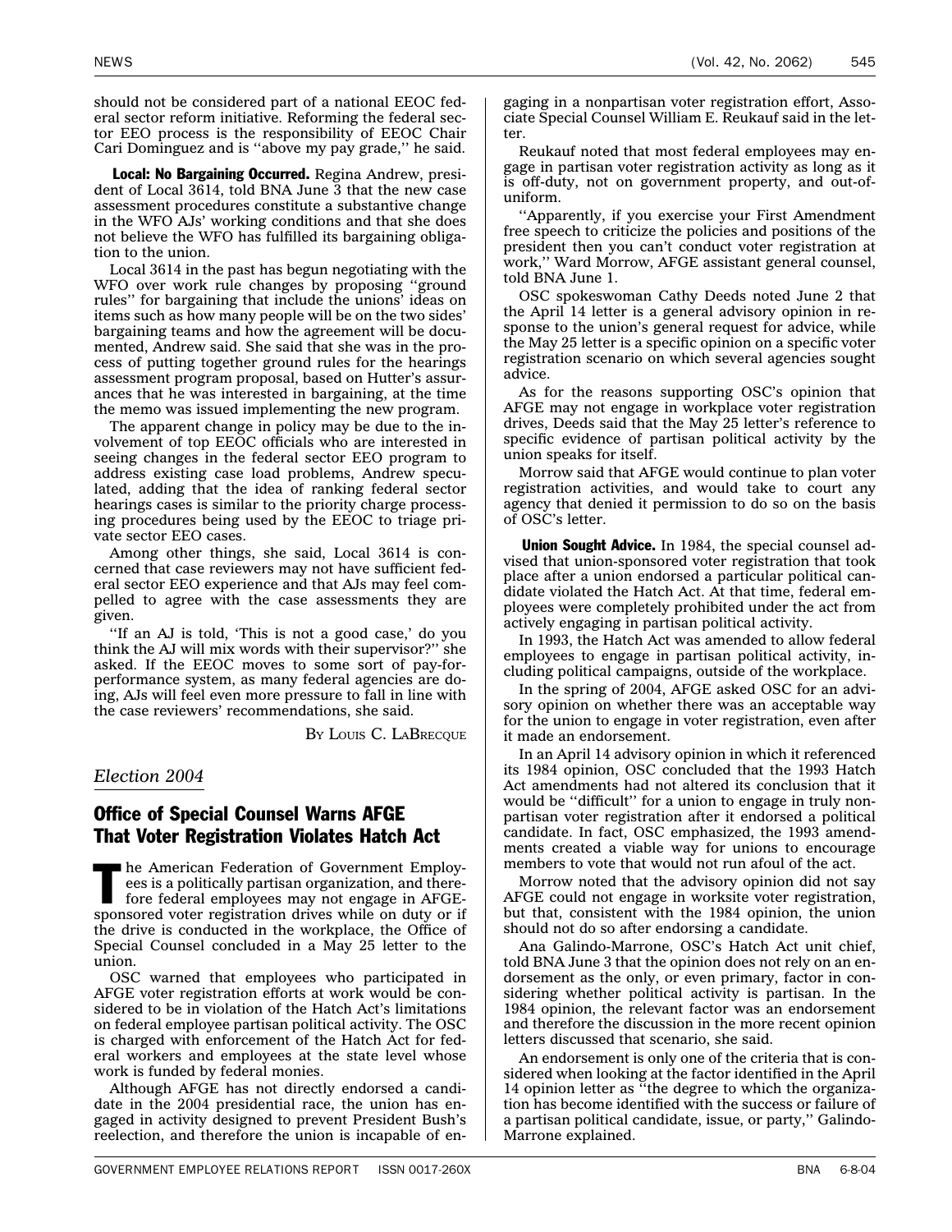should not be considered part of a national EEOC federal sector reform initiative. Reforming the federal sector EEO process is the responsibility of EEOC Chair Cari Dominguez and is ''above my pay grade,'' he said.

**Local: No Bargaining Occurred.** Regina Andrew, president of Local 3614, told BNA June 3 that the new case assessment procedures constitute a substantive change in the WFO AJs' working conditions and that she does not believe the WFO has fulfilled its bargaining obligation to the union.

Local 3614 in the past has begun negotiating with the WFO over work rule changes by proposing ''ground rules'' for bargaining that include the unions' ideas on items such as how many people will be on the two sides' bargaining teams and how the agreement will be documented, Andrew said. She said that she was in the process of putting together ground rules for the hearings assessment program proposal, based on Hutter's assurances that he was interested in bargaining, at the time the memo was issued implementing the new program.

The apparent change in policy may be due to the involvement of top EEOC officials who are interested in seeing changes in the federal sector EEO program to address existing case load problems, Andrew speculated, adding that the idea of ranking federal sector hearings cases is similar to the priority charge processing procedures being used by the EEOC to triage private sector EEO cases.

Among other things, she said, Local 3614 is concerned that case reviewers may not have sufficient federal sector EEO experience and that AJs may feel compelled to agree with the case assessments they are given.

''If an AJ is told, 'This is not a good case,' do you think the AJ will mix words with their supervisor?'' she asked. If the EEOC moves to some sort of pay-for-performance system, as many federal agencies are doing, AJs will feel even more pressure to fall in line with the case reviewers' recommendations, she said.

By Louis C. LaBrecque

*Election 2004*

## Office of Special Counsel Warns AFGE That Voter Registration Violates Hatch Act

The American Federation of Government Employees is a politically partisan organization, and therefore federal employees may not engage in AFGE-sponsored voter registration drives while on duty or if the drive is conducted in the workplace, the Office of Special Counsel concluded in a May 25 letter to the union.

OSC warned that employees who participated in AFGE voter registration efforts at work would be considered to be in violation of the Hatch Act's limitations on federal employee partisan political activity. The OSC is charged with enforcement of the Hatch Act for federal workers and employees at the state level whose work is funded by federal monies.

Although AFGE has not directly endorsed a candidate in the 2004 presidential race, the union has engaged in activity designed to prevent President Bush's reelection, and therefore the union is incapable of engaging in a nonpartisan voter registration effort, Associate Special Counsel William E. Reukauf said in the letter.

Reukauf noted that most federal employees may engage in partisan voter registration activity as long as it is off-duty, not on government property, and out-of-uniform.

''Apparently, if you exercise your First Amendment free speech to criticize the policies and positions of the president then you can't conduct voter registration at work,'' Ward Morrow, AFGE assistant general counsel, told BNA June 1.

OSC spokeswoman Cathy Deeds noted June 2 that the April 14 letter is a general advisory opinion in response to the union's general request for advice, while the May 25 letter is a specific opinion on a specific voter registration scenario on which several agencies sought advice.

As for the reasons supporting OSC's opinion that AFGE may not engage in workplace voter registration drives, Deeds said that the May 25 letter's reference to specific evidence of partisan political activity by the union speaks for itself.

Morrow said that AFGE would continue to plan voter registration activities, and would take to court any agency that denied it permission to do so on the basis of OSC's letter.

**Union Sought Advice.** In 1984, the special counsel advised that union-sponsored voter registration that took place after a union endorsed a particular political candidate violated the Hatch Act. At that time, federal employees were completely prohibited under the act from actively engaging in partisan political activity.

In 1993, the Hatch Act was amended to allow federal employees to engage in partisan political activity, including political campaigns, outside of the workplace.

In the spring of 2004, AFGE asked OSC for an advisory opinion on whether there was an acceptable way for the union to engage in voter registration, even after it made an endorsement.

In an April 14 advisory opinion in which it referenced its 1984 opinion, OSC concluded that the 1993 Hatch Act amendments had not altered its conclusion that it would be ''difficult'' for a union to engage in truly nonpartisan voter registration after it endorsed a political candidate. In fact, OSC emphasized, the 1993 amendments created a viable way for unions to encourage members to vote that would not run afoul of the act.

Morrow noted that the advisory opinion did not say AFGE could not engage in worksite voter registration, but that, consistent with the 1984 opinion, the union should not do so after endorsing a candidate.

Ana Galindo-Marrone, OSC's Hatch Act unit chief, told BNA June 3 that the opinion does not rely on an endorsement as the only, or even primary, factor in considering whether political activity is partisan. In the 1984 opinion, the relevant factor was an endorsement and therefore the discussion in the more recent opinion letters discussed that scenario, she said.

An endorsement is only one of the criteria that is considered when looking at the factor identified in the April 14 opinion letter as ''the degree to which the organization has become identified with the success or failure of a partisan political candidate, issue, or party,'' Galindo-Marrone explained.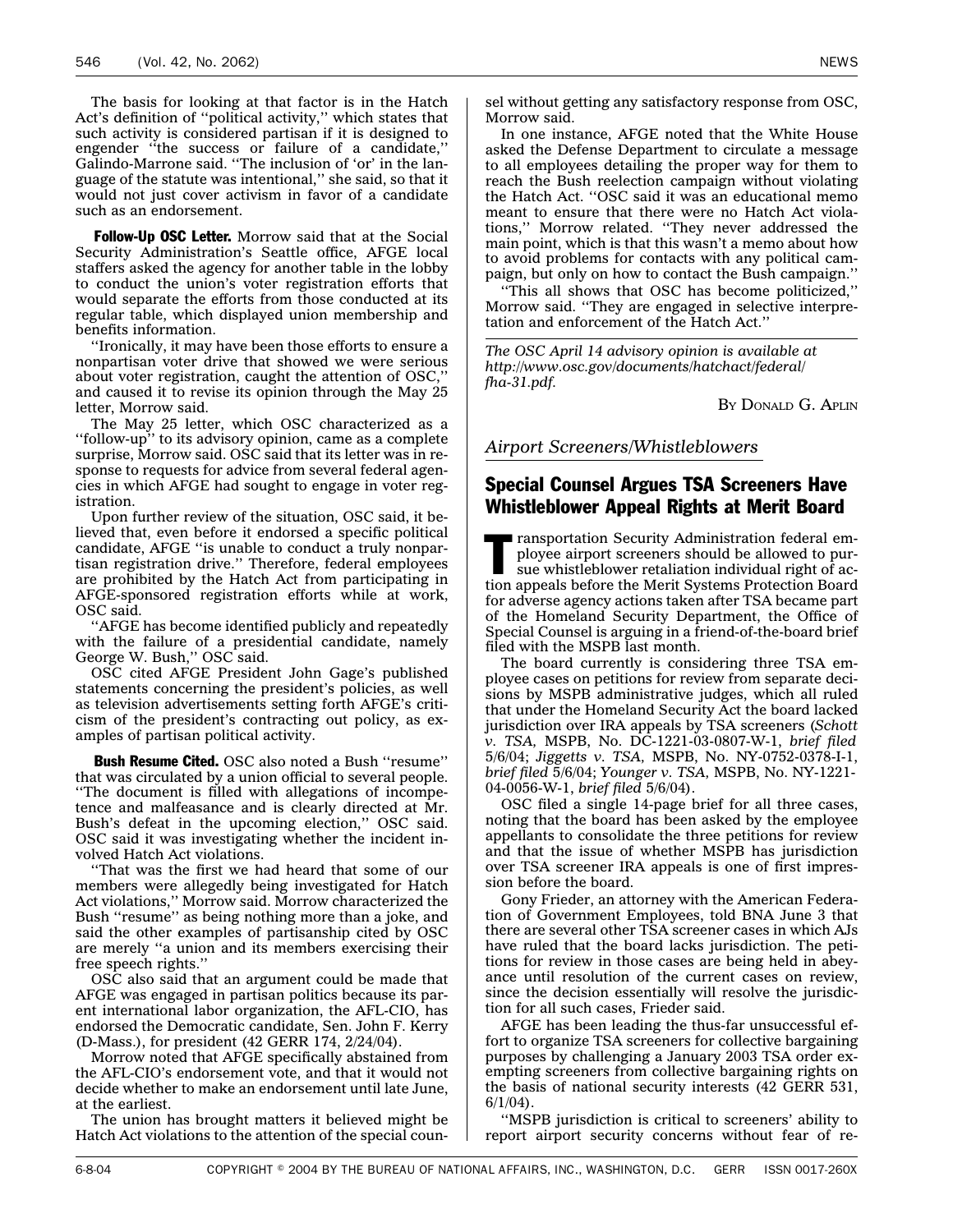The basis for looking at that factor is in the Hatch Act's definition of ''political activity,'' which states that such activity is considered partisan if it is designed to engender ''the success or failure of a candidate,'' Galindo-Marrone said. ''The inclusion of 'or' in the language of the statute was intentional,'' she said, so that it would not just cover activism in favor of a candidate such as an endorsement.

**Follow-Up OSC Letter.** Morrow said that at the Social Security Administration's Seattle office, AFGE local staffers asked the agency for another table in the lobby to conduct the union's voter registration efforts that would separate the efforts from those conducted at its regular table, which displayed union membership and benefits information.

''Ironically, it may have been those efforts to ensure a nonpartisan voter drive that showed we were serious about voter registration, caught the attention of OSC,'' and caused it to revise its opinion through the May 25 letter, Morrow said.

The May 25 letter, which OSC characterized as a ''follow-up'' to its advisory opinion, came as a complete surprise, Morrow said. OSC said that its letter was in response to requests for advice from several federal agencies in which AFGE had sought to engage in voter registration.

Upon further review of the situation, OSC said, it believed that, even before it endorsed a specific political candidate, AFGE ''is unable to conduct a truly nonpartisan registration drive.'' Therefore, federal employees are prohibited by the Hatch Act from participating in AFGE-sponsored registration efforts while at work, OSC said.

''AFGE has become identified publicly and repeatedly with the failure of a presidential candidate, namely George W. Bush,'' OSC said.

OSC cited AFGE President John Gage's published statements concerning the president's policies, as well as television advertisements setting forth AFGE's criticism of the president's contracting out policy, as examples of partisan political activity.

**Bush Resume Cited.** OSC also noted a Bush ''resume'' that was circulated by a union official to several people. ''The document is filled with allegations of incompetence and malfeasance and is clearly directed at Mr. Bush's defeat in the upcoming election,'' OSC said. OSC said it was investigating whether the incident involved Hatch Act violations.

''That was the first we had heard that some of our members were allegedly being investigated for Hatch Act violations,'' Morrow said. Morrow characterized the Bush ''resume'' as being nothing more than a joke, and said the other examples of partisanship cited by OSC are merely ''a union and its members exercising their free speech rights.''

OSC also said that an argument could be made that AFGE was engaged in partisan politics because its parent international labor organization, the AFL-CIO, has endorsed the Democratic candidate, Sen. John F. Kerry (D-Mass.), for president (42 GERR 174, 2/24/04).

Morrow noted that AFGE specifically abstained from the AFL-CIO's endorsement vote, and that it would not decide whether to make an endorsement until late June, at the earliest.

The union has brought matters it believed might be Hatch Act violations to the attention of the special counsel without getting any satisfactory response from OSC, Morrow said.

In one instance, AFGE noted that the White House asked the Defense Department to circulate a message to all employees detailing the proper way for them to reach the Bush reelection campaign without violating the Hatch Act. ''OSC said it was an educational memo meant to ensure that there were no Hatch Act violations,'' Morrow related. ''They never addressed the main point, which is that this wasn't a memo about how to avoid problems for contacts with any political campaign, but only on how to contact the Bush campaign.''

''This all shows that OSC has become politicized,'' Morrow said. ''They are engaged in selective interpretation and enforcement of the Hatch Act.''

*The OSC April 14 advisory opinion is available at http://www.osc.gov/documents/hatchact/federal/fha-31.pdf.*

By Donald G. Aplin

*Airport Screeners/Whistleblowers*

## Special Counsel Argues TSA Screeners Have Whistleblower Appeal Rights at Merit Board

Transportation Security Administration federal employee airport screeners should be allowed to pursue whistleblower retaliation individual right of action appeals before the Merit Systems Protection Board for adverse agency actions taken after TSA became part of the Homeland Security Department, the Office of Special Counsel is arguing in a friend-of-the-board brief filed with the MSPB last month.

The board currently is considering three TSA employee cases on petitions for review from separate decisions by MSPB administrative judges, which all ruled that under the Homeland Security Act the board lacked jurisdiction over IRA appeals by TSA screeners (*Schott v. TSA*, MSPB, No. DC-1221-03-0807-W-1, *brief filed* 5/6/04; *Jiggetts v. TSA*, MSPB, No. NY-0752-0378-I-1, *brief filed* 5/6/04; *Younger v. TSA*, MSPB, No. NY-1221-04-0056-W-1, *brief filed* 5/6/04).

OSC filed a single 14-page brief for all three cases, noting that the board has been asked by the employee appellants to consolidate the three petitions for review and that the issue of whether MSPB has jurisdiction over TSA screener IRA appeals is one of first impression before the board.

Gony Frieder, an attorney with the American Federation of Government Employees, told BNA June 3 that there are several other TSA screener cases in which AJs have ruled that the board lacks jurisdiction. The petitions for review in those cases are being held in abeyance until resolution of the current cases on review, since the decision essentially will resolve the jurisdiction for all such cases, Frieder said.

AFGE has been leading the thus-far unsuccessful effort to organize TSA screeners for collective bargaining purposes by challenging a January 2003 TSA order exempting screeners from collective bargaining rights on the basis of national security interests (42 GERR 531, 6/1/04).

''MSPB jurisdiction is critical to screeners' ability to report airport security concerns without fear of re-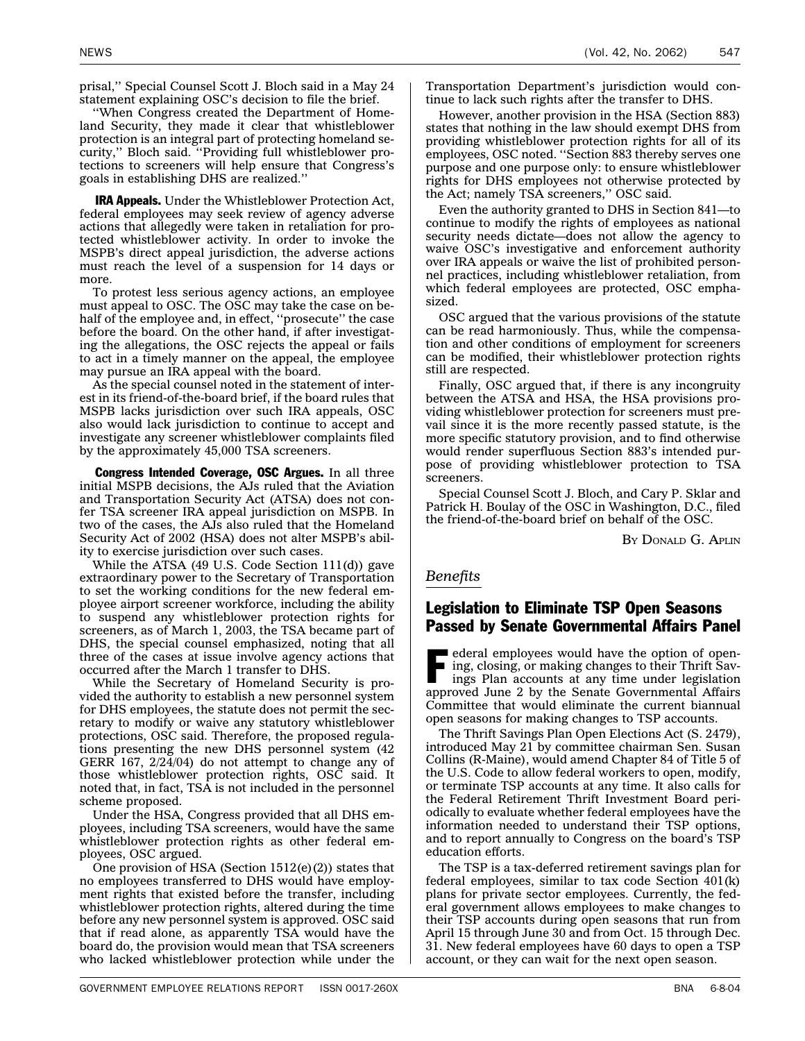prisal,'' Special Counsel Scott J. Bloch said in a May 24 statement explaining OSC's decision to file the brief.

''When Congress created the Department of Homeland Security, they made it clear that whistleblower protection is an integral part of protecting homeland security,'' Bloch said. ''Providing full whistleblower protections to screeners will help ensure that Congress's goals in establishing DHS are realized.''

**IRA Appeals.** Under the Whistleblower Protection Act, federal employees may seek review of agency adverse actions that allegedly were taken in retaliation for protected whistleblower activity. In order to invoke the MSPB's direct appeal jurisdiction, the adverse actions must reach the level of a suspension for 14 days or more.

To protest less serious agency actions, an employee must appeal to OSC. The OSC may take the case on behalf of the employee and, in effect, ''prosecute'' the case before the board. On the other hand, if after investigating the allegations, the OSC rejects the appeal or fails to act in a timely manner on the appeal, the employee may pursue an IRA appeal with the board.

As the special counsel noted in the statement of interest in its friend-of-the-board brief, if the board rules that MSPB lacks jurisdiction over such IRA appeals, OSC also would lack jurisdiction to continue to accept and investigate any screener whistleblower complaints filed by the approximately 45,000 TSA screeners.

**Congress Intended Coverage, OSC Argues.** In all three initial MSPB decisions, the AJs ruled that the Aviation and Transportation Security Act (ATSA) does not confer TSA screener IRA appeal jurisdiction on MSPB. In two of the cases, the AJs also ruled that the Homeland Security Act of 2002 (HSA) does not alter MSPB's ability to exercise jurisdiction over such cases.

While the ATSA (49 U.S. Code Section 111(d)) gave extraordinary power to the Secretary of Transportation to set the working conditions for the new federal employee airport screener workforce, including the ability to suspend any whistleblower protection rights for screeners, as of March 1, 2003, the TSA became part of DHS, the special counsel emphasized, noting that all three of the cases at issue involve agency actions that occurred after the March 1 transfer to DHS.

While the Secretary of Homeland Security is provided the authority to establish a new personnel system for DHS employees, the statute does not permit the secretary to modify or waive any statutory whistleblower protections, OSC said. Therefore, the proposed regulations presenting the new DHS personnel system (42 GERR 167, 2/24/04) do not attempt to change any of those whistleblower protection rights, OSC said. It noted that, in fact, TSA is not included in the personnel scheme proposed.

Under the HSA, Congress provided that all DHS employees, including TSA screeners, would have the same whistleblower protection rights as other federal employees, OSC argued.

One provision of HSA (Section 1512(e)(2)) states that no employees transferred to DHS would have employment rights that existed before the transfer, including whistleblower protection rights, altered during the time before any new personnel system is approved. OSC said that if read alone, as apparently TSA would have the board do, the provision would mean that TSA screeners who lacked whistleblower protection while under the Transportation Department's jurisdiction would continue to lack such rights after the transfer to DHS.

However, another provision in the HSA (Section 883) states that nothing in the law should exempt DHS from providing whistleblower protection rights for all of its employees, OSC noted. ''Section 883 thereby serves one purpose and one purpose only: to ensure whistleblower rights for DHS employees not otherwise protected by the Act; namely TSA screeners,'' OSC said.

Even the authority granted to DHS in Section 841—to continue to modify the rights of employees as national security needs dictate—does not allow the agency to waive OSC's investigative and enforcement authority over IRA appeals or waive the list of prohibited personnel practices, including whistleblower retaliation, from which federal employees are protected, OSC emphasized.

OSC argued that the various provisions of the statute can be read harmoniously. Thus, while the compensation and other conditions of employment for screeners can be modified, their whistleblower protection rights still are respected.

Finally, OSC argued that, if there is any incongruity between the ATSA and HSA, the HSA provisions providing whistleblower protection for screeners must prevail since it is the more recently passed statute, is the more specific statutory provision, and to find otherwise would render superfluous Section 883's intended purpose of providing whistleblower protection to TSA screeners.

Special Counsel Scott J. Bloch, and Cary P. Sklar and Patrick H. Boulay of the OSC in Washington, D.C., filed the friend-of-the-board brief on behalf of the OSC.

BY DONALD G. APLIN

*Benefits*

## Legislation to Eliminate TSP Open Seasons Passed by Senate Governmental Affairs Panel

Federal employees would have the option of opening, closing, or making changes to their Thrift Savings Plan accounts at any time under legislation approved June 2 by the Senate Governmental Affairs Committee that would eliminate the current biannual open seasons for making changes to TSP accounts.

The Thrift Savings Plan Open Elections Act (S. 2479), introduced May 21 by committee chairman Sen. Susan Collins (R-Maine), would amend Chapter 84 of Title 5 of the U.S. Code to allow federal workers to open, modify, or terminate TSP accounts at any time. It also calls for the Federal Retirement Thrift Investment Board periodically to evaluate whether federal employees have the information needed to understand their TSP options, and to report annually to Congress on the board's TSP education efforts.

The TSP is a tax-deferred retirement savings plan for federal employees, similar to tax code Section 401(k) plans for private sector employees. Currently, the federal government allows employees to make changes to their TSP accounts during open seasons that run from April 15 through June 30 and from Oct. 15 through Dec. 31. New federal employees have 60 days to open a TSP account, or they can wait for the next open season.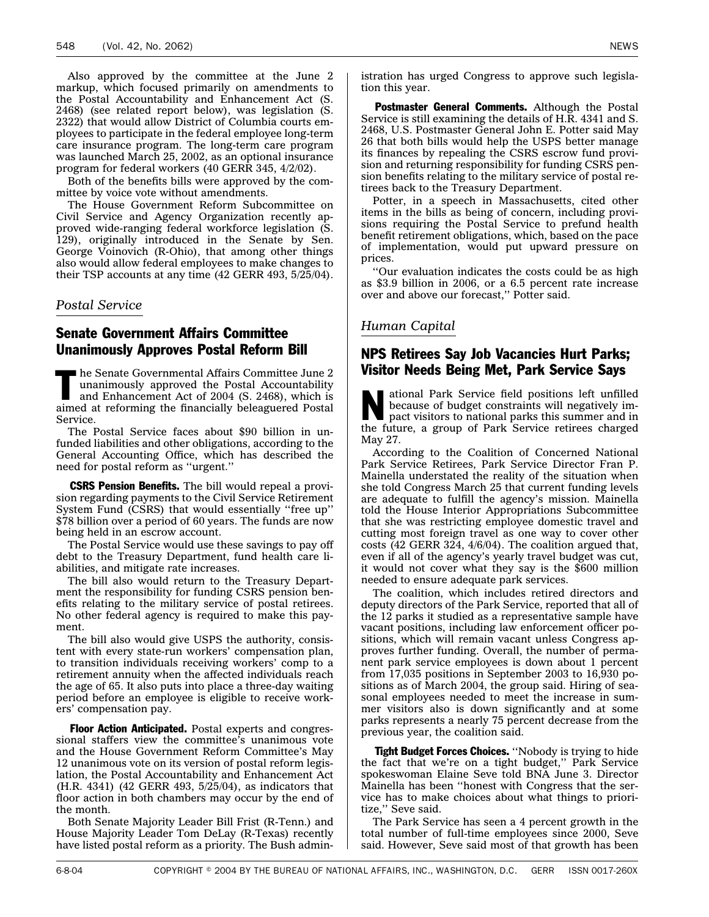Also approved by the committee at the June 2 markup, which focused primarily on amendments to the Postal Accountability and Enhancement Act (S. 2468) (see related report below), was legislation (S. 2322) that would allow District of Columbia courts employees to participate in the federal employee long-term care insurance program. The long-term care program was launched March 25, 2002, as an optional insurance program for federal workers (40 GERR 345, 4/2/02).

Both of the benefits bills were approved by the committee by voice vote without amendments.

The House Government Reform Subcommittee on Civil Service and Agency Organization recently approved wide-ranging federal workforce legislation (S. 129), originally introduced in the Senate by Sen. George Voinovich (R-Ohio), that among other things also would allow federal employees to make changes to their TSP accounts at any time (42 GERR 493, 5/25/04).

*Postal Service*

## Senate Government Affairs Committee Unanimously Approves Postal Reform Bill

The Senate Governmental Affairs Committee June 2 unanimously approved the Postal Accountability and Enhancement Act of 2004 (S. 2468), which is aimed at reforming the financially beleaguered Postal Service.

The Postal Service faces about $90 billion in unfunded liabilities and other obligations, according to the General Accounting Office, which has described the need for postal reform as ''urgent.''

**CSRS Pension Benefits.** The bill would repeal a provision regarding payments to the Civil Service Retirement System Fund (CSRS) that would essentially ''free up'' $78 billion over a period of 60 years. The funds are now being held in an escrow account.

The Postal Service would use these savings to pay off debt to the Treasury Department, fund health care liabilities, and mitigate rate increases.

The bill also would return to the Treasury Department the responsibility for funding CSRS pension benefits relating to the military service of postal retirees. No other federal agency is required to make this payment.

The bill also would give USPS the authority, consistent with every state-run workers' compensation plan, to transition individuals receiving workers' comp to a retirement annuity when the affected individuals reach the age of 65. It also puts into place a three-day waiting period before an employee is eligible to receive workers' compensation pay.

**Floor Action Anticipated.** Postal experts and congressional staffers view the committee's unanimous vote and the House Government Reform Committee's May 12 unanimous vote on its version of postal reform legislation, the Postal Accountability and Enhancement Act (H.R. 4341) (42 GERR 493, 5/25/04), as indicators that floor action in both chambers may occur by the end of the month.

Both Senate Majority Leader Bill Frist (R-Tenn.) and House Majority Leader Tom DeLay (R-Texas) recently have listed postal reform as a priority. The Bush administration has urged Congress to approve such legislation this year.

**Postmaster General Comments.** Although the Postal Service is still examining the details of H.R. 4341 and S. 2468, U.S. Postmaster General John E. Potter said May 26 that both bills would help the USPS better manage its finances by repealing the CSRS escrow fund provision and returning responsibility for funding CSRS pension benefits relating to the military service of postal retirees back to the Treasury Department.

Potter, in a speech in Massachusetts, cited other items in the bills as being of concern, including provisions requiring the Postal Service to prefund health benefit retirement obligations, which, based on the pace of implementation, would put upward pressure on prices.

''Our evaluation indicates the costs could be as high as $3.9 billion in 2006, or a 6.5 percent rate increase over and above our forecast,'' Potter said.

*Human Capital*

## NPS Retirees Say Job Vacancies Hurt Parks; Visitor Needs Being Met, Park Service Says

National Park Service field positions left unfilled because of budget constraints will negatively impact visitors to national parks this summer and in the future, a group of Park Service retirees charged May 27.

According to the Coalition of Concerned National Park Service Retirees, Park Service Director Fran P. Mainella understated the reality of the situation when she told Congress March 25 that current funding levels are adequate to fulfill the agency's mission. Mainella told the House Interior Appropriations Subcommittee that she was restricting employee domestic travel and cutting most foreign travel as one way to cover other costs (42 GERR 324, 4/6/04). The coalition argued that, even if all of the agency's yearly travel budget was cut, it would not cover what they say is the $600 million needed to ensure adequate park services.

The coalition, which includes retired directors and deputy directors of the Park Service, reported that all of the 12 parks it studied as a representative sample have vacant positions, including law enforcement officer positions, which will remain vacant unless Congress approves further funding. Overall, the number of permanent park service employees is down about 1 percent from 17,035 positions in September 2003 to 16,930 positions as of March 2004, the group said. Hiring of seasonal employees needed to meet the increase in summer visitors also is down significantly and at some parks represents a nearly 75 percent decrease from the previous year, the coalition said.

**Tight Budget Forces Choices.** ''Nobody is trying to hide the fact that we're on a tight budget,'' Park Service spokeswoman Elaine Seve told BNA June 3. Director Mainella has been ''honest with Congress that the service has to make choices about what things to prioritize,'' Seve said.

The Park Service has seen a 4 percent growth in the total number of full-time employees since 2000, Seve said. However, Seve said most of that growth has been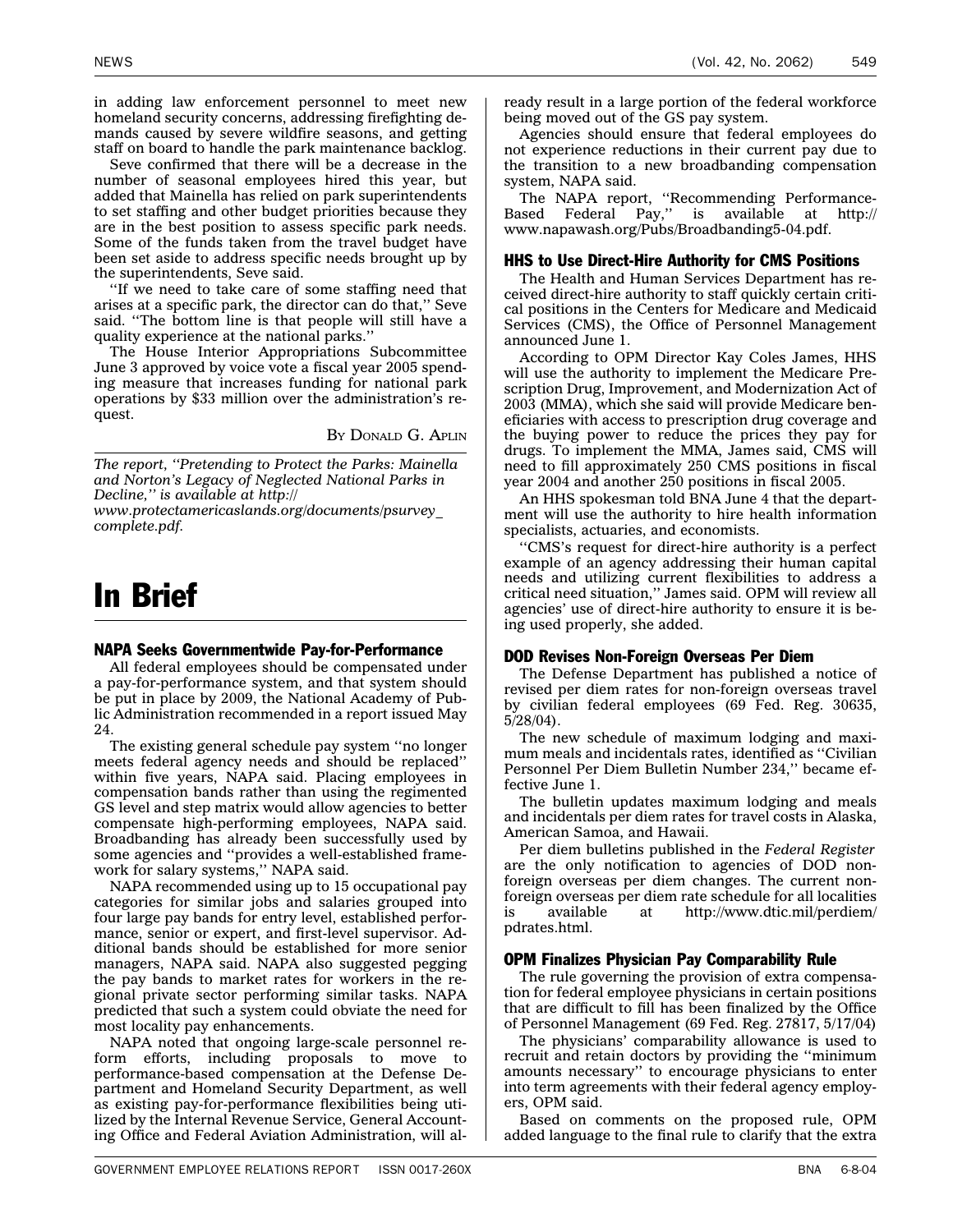in adding law enforcement personnel to meet new homeland security concerns, addressing firefighting demands caused by severe wildfire seasons, and getting staff on board to handle the park maintenance backlog.

Seve confirmed that there will be a decrease in the number of seasonal employees hired this year, but added that Mainella has relied on park superintendents to set staffing and other budget priorities because they are in the best position to assess specific park needs. Some of the funds taken from the travel budget have been set aside to address specific needs brought up by the superintendents, Seve said.

''If we need to take care of some staffing need that arises at a specific park, the director can do that,'' Seve said. ''The bottom line is that people will still have a quality experience at the national parks.''

The House Interior Appropriations Subcommittee June 3 approved by voice vote a fiscal year 2005 spending measure that increases funding for national park operations by $33 million over the administration's request.

BY DONALD G. APLIN

*The report, ''Pretending to Protect the Parks: Mainella and Norton's Legacy of Neglected National Parks in Decline,'' is available at http://www.protectamericaslands.org/documents/psurvey_complete.pdf.*

# In Brief

### NAPA Seeks Governmentwide Pay-for-Performance

All federal employees should be compensated under a pay-for-performance system, and that system should be put in place by 2009, the National Academy of Public Administration recommended in a report issued May 24.

The existing general schedule pay system ''no longer meets federal agency needs and should be replaced'' within five years, NAPA said. Placing employees in compensation bands rather than using the regimented GS level and step matrix would allow agencies to better compensate high-performing employees, NAPA said. Broadbanding has already been successfully used by some agencies and ''provides a well-established framework for salary systems,'' NAPA said.

NAPA recommended using up to 15 occupational pay categories for similar jobs and salaries grouped into four large pay bands for entry level, established performance, senior or expert, and first-level supervisor. Additional bands should be established for more senior managers, NAPA said. NAPA also suggested pegging the pay bands to market rates for workers in the regional private sector performing similar tasks. NAPA predicted that such a system could obviate the need for most locality pay enhancements.

NAPA noted that ongoing large-scale personnel reform efforts, including proposals to move to performance-based compensation at the Defense Department and Homeland Security Department, as well as existing pay-for-performance flexibilities being utilized by the Internal Revenue Service, General Accounting Office and Federal Aviation Administration, will already result in a large portion of the federal workforce being moved out of the GS pay system.

Agencies should ensure that federal employees do not experience reductions in their current pay due to the transition to a new broadbanding compensation system, NAPA said.

The NAPA report, ''Recommending Performance-Based Federal Pay,'' is available at http://www.napawash.org/Pubs/Broadbanding5-04.pdf.

### HHS to Use Direct-Hire Authority for CMS Positions

The Health and Human Services Department has received direct-hire authority to staff quickly certain critical positions in the Centers for Medicare and Medicaid Services (CMS), the Office of Personnel Management announced June 1.

According to OPM Director Kay Coles James, HHS will use the authority to implement the Medicare Prescription Drug, Improvement, and Modernization Act of 2003 (MMA), which she said will provide Medicare beneficiaries with access to prescription drug coverage and the buying power to reduce the prices they pay for drugs. To implement the MMA, James said, CMS will need to fill approximately 250 CMS positions in fiscal year 2004 and another 250 positions in fiscal 2005.

An HHS spokesman told BNA June 4 that the department will use the authority to hire health information specialists, actuaries, and economists.

''CMS's request for direct-hire authority is a perfect example of an agency addressing their human capital needs and utilizing current flexibilities to address a critical need situation,'' James said. OPM will review all agencies' use of direct-hire authority to ensure it is being used properly, she added.

### DOD Revises Non-Foreign Overseas Per Diem

The Defense Department has published a notice of revised per diem rates for non-foreign overseas travel by civilian federal employees (69 Fed. Reg. 30635, 5/28/04).

The new schedule of maximum lodging and maximum meals and incidentals rates, identified as ''Civilian Personnel Per Diem Bulletin Number 234,'' became effective June 1.

The bulletin updates maximum lodging and meals and incidentals per diem rates for travel costs in Alaska, American Samoa, and Hawaii.

Per diem bulletins published in the *Federal Register* are the only notification to agencies of DOD non-foreign overseas per diem changes. The current non-foreign overseas per diem rate schedule for all localities is available at http://www.dtic.mil/perdiem/pdrates.html.

### OPM Finalizes Physician Pay Comparability Rule

The rule governing the provision of extra compensation for federal employee physicians in certain positions that are difficult to fill has been finalized by the Office of Personnel Management (69 Fed. Reg. 27817, 5/17/04)

The physicians' comparability allowance is used to recruit and retain doctors by providing the ''minimum amounts necessary'' to encourage physicians to enter into term agreements with their federal agency employers, OPM said.

Based on comments on the proposed rule, OPM added language to the final rule to clarify that the extra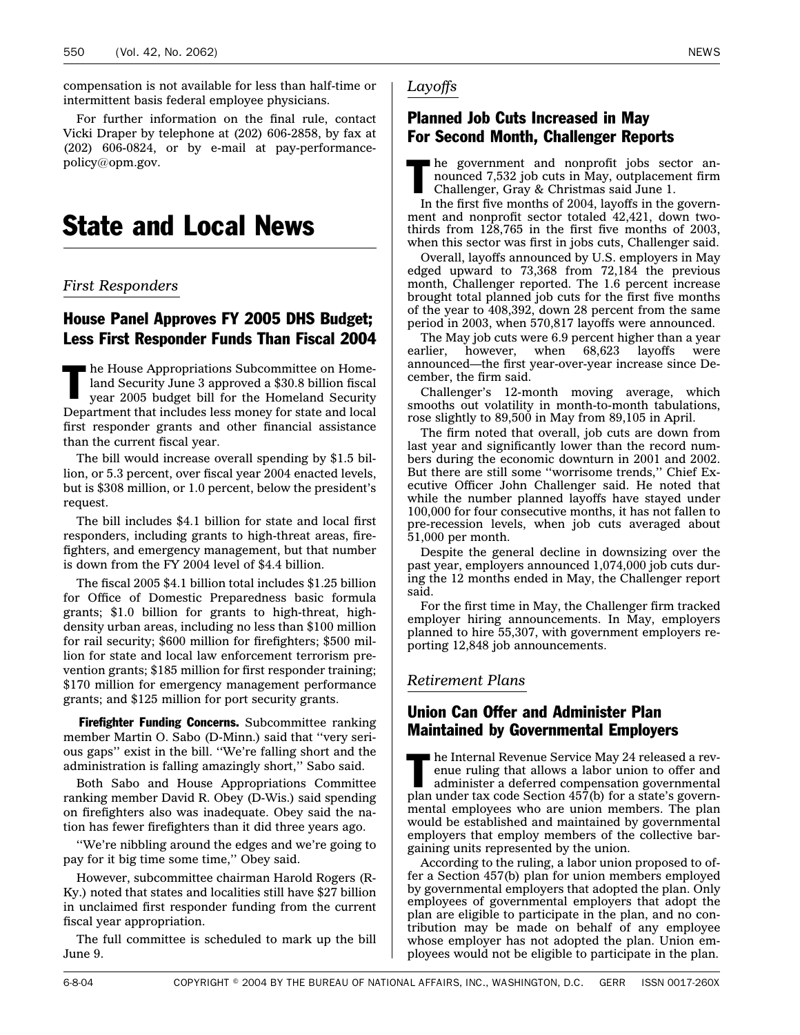compensation is not available for less than half-time or intermittent basis federal employee physicians.

For further information on the final rule, contact Vicki Draper by telephone at (202) 606-2858, by fax at (202) 606-0824, or by e-mail at pay-performance-policy@opm.gov.

# State and Local News

*First Responders*

## House Panel Approves FY 2005 DHS Budget; Less First Responder Funds Than Fiscal 2004

The House Appropriations Subcommittee on Homeland Security June 3 approved a $30.8 billion fiscal year 2005 budget bill for the Homeland Security Department that includes less money for state and local first responder grants and other financial assistance than the current fiscal year.

The bill would increase overall spending by $1.5 billion, or 5.3 percent, over fiscal year 2004 enacted levels, but is $308 million, or 1.0 percent, below the president's request.

The bill includes $4.1 billion for state and local first responders, including grants to high-threat areas, firefighters, and emergency management, but that number is down from the FY 2004 level of $4.4 billion.

The fiscal 2005 $4.1 billion total includes $1.25 billion for Office of Domestic Preparedness basic formula grants; $1.0 billion for grants to high-threat, high-density urban areas, including no less than $100 million for rail security; $600 million for firefighters; $500 million for state and local law enforcement terrorism prevention grants; $185 million for first responder training; $170 million for emergency management performance grants; and $125 million for port security grants.

**Firefighter Funding Concerns.** Subcommittee ranking member Martin O. Sabo (D-Minn.) said that ''very serious gaps'' exist in the bill. ''We're falling short and the administration is falling amazingly short,'' Sabo said.

Both Sabo and House Appropriations Committee ranking member David R. Obey (D-Wis.) said spending on firefighters also was inadequate. Obey said the nation has fewer firefighters than it did three years ago.

''We're nibbling around the edges and we're going to pay for it big time some time,'' Obey said.

However, subcommittee chairman Harold Rogers (R-Ky.) noted that states and localities still have $27 billion in unclaimed first responder funding from the current fiscal year appropriation.

The full committee is scheduled to mark up the bill June 9.

*Layoffs*

## Planned Job Cuts Increased in May For Second Month, Challenger Reports

The government and nonprofit jobs sector announced 7,532 job cuts in May, outplacement firm Challenger, Gray & Christmas said June 1.

In the first five months of 2004, layoffs in the government and nonprofit sector totaled 42,421, down two-thirds from 128,765 in the first five months of 2003, when this sector was first in jobs cuts, Challenger said.

Overall, layoffs announced by U.S. employers in May edged upward to 73,368 from 72,184 the previous month, Challenger reported. The 1.6 percent increase brought total planned job cuts for the first five months of the year to 408,392, down 28 percent from the same period in 2003, when 570,817 layoffs were announced.

The May job cuts were 6.9 percent higher than a year earlier, however, when 68,623 layoffs were announced—the first year-over-year increase since December, the firm said.

Challenger's 12-month moving average, which smooths out volatility in month-to-month tabulations, rose slightly to 89,500 in May from 89,105 in April.

The firm noted that overall, job cuts are down from last year and significantly lower than the record numbers during the economic downturn in 2001 and 2002. But there are still some ''worrisome trends,'' Chief Executive Officer John Challenger said. He noted that while the number planned layoffs have stayed under 100,000 for four consecutive months, it has not fallen to pre-recession levels, when job cuts averaged about 51,000 per month.

Despite the general decline in downsizing over the past year, employers announced 1,074,000 job cuts during the 12 months ended in May, the Challenger report said.

For the first time in May, the Challenger firm tracked employer hiring announcements. In May, employers planned to hire 55,307, with government employers reporting 12,848 job announcements.

*Retirement Plans*

## Union Can Offer and Administer Plan Maintained by Governmental Employers

The Internal Revenue Service May 24 released a revenue ruling that allows a labor union to offer and administer a deferred compensation governmental plan under tax code Section 457(b) for a state's governmental employees who are union members. The plan would be established and maintained by governmental employers that employ members of the collective bargaining units represented by the union.

According to the ruling, a labor union proposed to offer a Section 457(b) plan for union members employed by governmental employers that adopted the plan. Only employees of governmental employers that adopt the plan are eligible to participate in the plan, and no contribution may be made on behalf of any employee whose employer has not adopted the plan. Union employees would not be eligible to participate in the plan.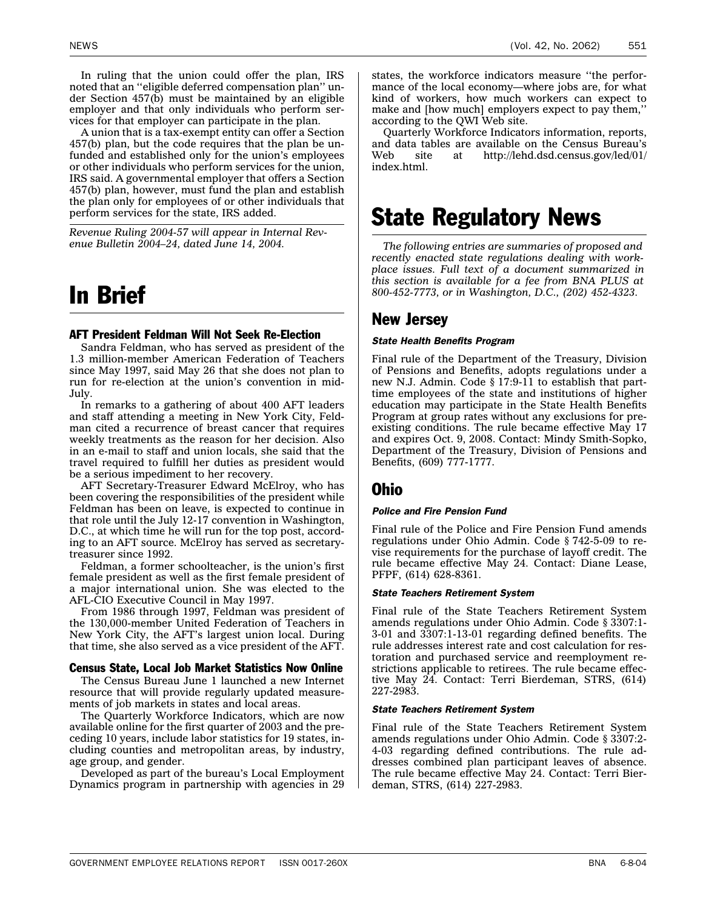In ruling that the union could offer the plan, IRS noted that an ''eligible deferred compensation plan'' under Section 457(b) must be maintained by an eligible employer and that only individuals who perform services for that employer can participate in the plan.

A union that is a tax-exempt entity can offer a Section 457(b) plan, but the code requires that the plan be unfunded and established only for the union's employees or other individuals who perform services for the union, IRS said. A governmental employer that offers a Section 457(b) plan, however, must fund the plan and establish the plan only for employees of or other individuals that perform services for the state, IRS added.

*Revenue Ruling 2004-57 will appear in Internal Revenue Bulletin 2004–24, dated June 14, 2004.*

# In Brief

### AFT President Feldman Will Not Seek Re-Election

Sandra Feldman, who has served as president of the 1.3 million-member American Federation of Teachers since May 1997, said May 26 that she does not plan to run for re-election at the union's convention in mid-July.

In remarks to a gathering of about 400 AFT leaders and staff attending a meeting in New York City, Feldman cited a recurrence of breast cancer that requires weekly treatments as the reason for her decision. Also in an e-mail to staff and union locals, she said that the travel required to fulfill her duties as president would be a serious impediment to her recovery.

AFT Secretary-Treasurer Edward McElroy, who has been covering the responsibilities of the president while Feldman has been on leave, is expected to continue in that role until the July 12-17 convention in Washington, D.C., at which time he will run for the top post, according to an AFT source. McElroy has served as secretary-treasurer since 1992.

Feldman, a former schoolteacher, is the union's first female president as well as the first female president of a major international union. She was elected to the AFL-CIO Executive Council in May 1997.

From 1986 through 1997, Feldman was president of the 130,000-member United Federation of Teachers in New York City, the AFT's largest union local. During that time, she also served as a vice president of the AFT.

### Census State, Local Job Market Statistics Now Online

The Census Bureau June 1 launched a new Internet resource that will provide regularly updated measurements of job markets in states and local areas.

The Quarterly Workforce Indicators, which are now available online for the first quarter of 2003 and the preceding 10 years, include labor statistics for 19 states, including counties and metropolitan areas, by industry, age group, and gender.

Developed as part of the bureau's Local Employment Dynamics program in partnership with agencies in 29 states, the workforce indicators measure ''the performance of the local economy—where jobs are, for what kind of workers, how much workers can expect to make and [how much] employers expect to pay them,'' according to the QWI Web site.

Quarterly Workforce Indicators information, reports, and data tables are available on the Census Bureau's Web site at http://lehd.dsd.census.gov/led/01/index.html.

# State Regulatory News

*The following entries are summaries of proposed and recently enacted state regulations dealing with workplace issues. Full text of a document summarized in this section is available for a fee from BNA PLUS at 800-452-7773, or in Washington, D.C., (202) 452-4323.*

## New Jersey

#### *State Health Benefits Program*

Final rule of the Department of the Treasury, Division of Pensions and Benefits, adopts regulations under a new N.J. Admin. Code § 17:9-11 to establish that part-time employees of the state and institutions of higher education may participate in the State Health Benefits Program at group rates without any exclusions for pre-existing conditions. The rule became effective May 17 and expires Oct. 9, 2008. Contact: Mindy Smith-Sopko, Department of the Treasury, Division of Pensions and Benefits, (609) 777-1777.

## Ohio

#### *Police and Fire Pension Fund*

Final rule of the Police and Fire Pension Fund amends regulations under Ohio Admin. Code § 742-5-09 to revise requirements for the purchase of layoff credit. The rule became effective May 24. Contact: Diane Lease, PFPF, (614) 628-8361.

#### *State Teachers Retirement System*

Final rule of the State Teachers Retirement System amends regulations under Ohio Admin. Code § 3307:1-3-01 and 3307:1-13-01 regarding defined benefits. The rule addresses interest rate and cost calculation for restoration and purchased service and reemployment restrictions applicable to retirees. The rule became effective May 24. Contact: Terri Bierdeman, STRS, (614) 227-2983.

#### *State Teachers Retirement System*

Final rule of the State Teachers Retirement System amends regulations under Ohio Admin. Code § 3307:2-4-03 regarding defined contributions. The rule addresses combined plan participant leaves of absence. The rule became effective May 24. Contact: Terri Bierdeman, STRS, (614) 227-2983.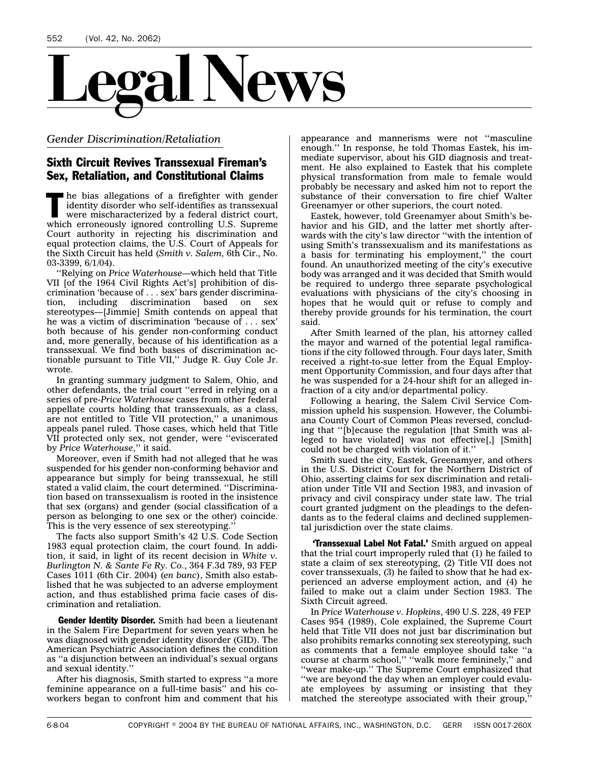# Legal News

*Gender Discrimination/Retaliation*

## Sixth Circuit Revives Transsexual Fireman's Sex, Retaliation, and Constitutional Claims

The bias allegations of a firefighter with gender identity disorder who self-identifies as transsexual were mischaracterized by a federal district court, which erroneously ignored controlling U.S. Supreme Court authority in rejecting his discrimination and equal protection claims, the U.S. Court of Appeals for the Sixth Circuit has held (*Smith v. Salem*, 6th Cir., No. 03-3399, 6/1/04).

''Relying on *Price Waterhouse*—which held that Title VII [of the 1964 Civil Rights Act's] prohibition of discrimination 'because of . . . sex' bars gender discrimination, including discrimination based on sex stereotypes—[Jimmie] Smith contends on appeal that he was a victim of discrimination 'because of . . . sex' both because of his gender non-conforming conduct and, more generally, because of his identification as a transsexual. We find both bases of discrimination actionable pursuant to Title VII,'' Judge R. Guy Cole Jr. wrote.

In granting summary judgment to Salem, Ohio, and other defendants, the trial court ''erred in relying on a series of pre-*Price Waterhouse* cases from other federal appellate courts holding that transsexuals, as a class, are not entitled to Title VII protection,'' a unanimous appeals panel ruled. Those cases, which held that Title VII protected only sex, not gender, were ''eviscerated by *Price Waterhouse*,'' it said.

Moreover, even if Smith had not alleged that he was suspended for his gender non-conforming behavior and appearance but simply for being transsexual, he still stated a valid claim, the court determined. ''Discrimination based on transsexualism is rooted in the insistence that sex (organs) and gender (social classification of a person as belonging to one sex or the other) coincide. This is the very essence of sex stereotyping.''

The facts also support Smith's 42 U.S. Code Section 1983 equal protection claim, the court found. In addition, it said, in light of its recent decision in *White v. Burlington N. & Sante Fe Ry. Co.*, 364 F.3d 789, 93 FEP Cases 1011 (6th Cir. 2004) (*en banc*), Smith also established that he was subjected to an adverse employment action, and thus established prima facie cases of discrimination and retaliation.

**Gender Identity Disorder.** Smith had been a lieutenant in the Salem Fire Department for seven years when he was diagnosed with gender identity disorder (GID). The American Psychiatric Association defines the condition as ''a disjunction between an individual's sexual organs and sexual identity.''

After his diagnosis, Smith started to express ''a more feminine appearance on a full-time basis'' and his coworkers began to confront him and comment that his appearance and mannerisms were not ''masculine enough.'' In response, he told Thomas Eastek, his immediate supervisor, about his GID diagnosis and treatment. He also explained to Eastek that his complete physical transformation from male to female would probably be necessary and asked him not to report the substance of their conversation to fire chief Walter Greenamyer or other superiors, the court noted.

Eastek, however, told Greenamyer about Smith's behavior and his GID, and the latter met shortly afterwards with the city's law director ''with the intention of using Smith's transsexualism and its manifestations as a basis for terminating his employment,'' the court found. An unauthorized meeting of the city's executive body was arranged and it was decided that Smith would be required to undergo three separate psychological evaluations with physicians of the city's choosing in hopes that he would quit or refuse to comply and thereby provide grounds for his termination, the court said.

After Smith learned of the plan, his attorney called the mayor and warned of the potential legal ramifications if the city followed through. Four days later, Smith received a right-to-sue letter from the Equal Employment Opportunity Commission, and four days after that he was suspended for a 24-hour shift for an alleged infraction of a city and/or departmental policy.

Following a hearing, the Salem Civil Service Commission upheld his suspension. However, the Columbiana County Court of Common Pleas reversed, concluding that ''[b]ecause the regulation [that Smith was alleged to have violated] was not effective[,] [Smith] could not be charged with violation of it.''

Smith sued the city, Eastek, Greenamyer, and others in the U.S. District Court for the Northern District of Ohio, asserting claims for sex discrimination and retaliation under Title VII and Section 1983, and invasion of privacy and civil conspiracy under state law. The trial court granted judgment on the pleadings to the defendants as to the federal claims and declined supplemental jurisdiction over the state claims.

**'Transsexual Label Not Fatal.'** Smith argued on appeal that the trial court improperly ruled that (1) he failed to state a claim of sex stereotyping, (2) Title VII does not cover transsexuals, (3) he failed to show that he had experienced an adverse employment action, and (4) he failed to make out a claim under Section 1983. The Sixth Circuit agreed.

In *Price Waterhouse v. Hopkins*, 490 U.S. 228, 49 FEP Cases 954 (1989), Cole explained, the Supreme Court held that Title VII does not just bar discrimination but also prohibits remarks connoting sex stereotyping, such as comments that a female employee should take ''a course at charm school,'' ''walk more femininely,'' and ''wear make-up.'' The Supreme Court emphasized that ''we are beyond the day when an employer could evaluate employees by assuming or insisting that they matched the stereotype associated with their group,''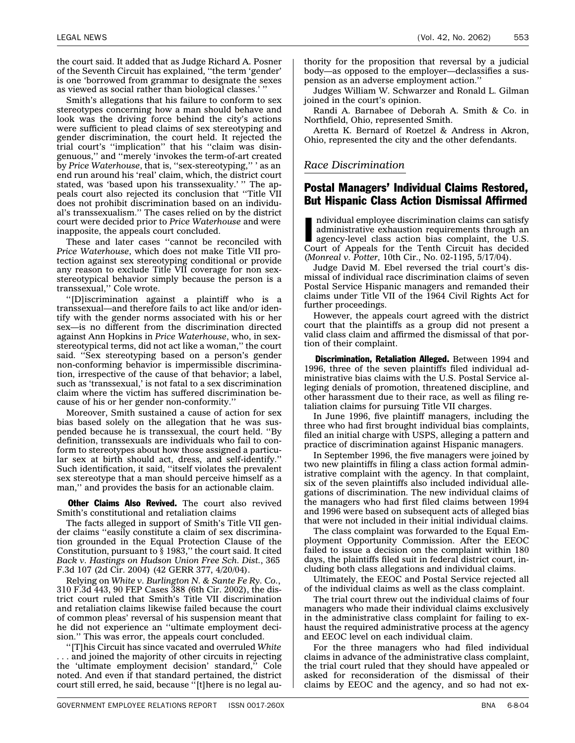the court said. It added that as Judge Richard A. Posner of the Seventh Circuit has explained, ''the term 'gender' is one 'borrowed from grammar to designate the sexes as viewed as social rather than biological classes.' ''

Smith's allegations that his failure to conform to sex stereotypes concerning how a man should behave and look was the driving force behind the city's actions were sufficient to plead claims of sex stereotyping and gender discrimination, the court held. It rejected the trial court's ''implication'' that his ''claim was disingenuous,'' and ''merely 'invokes the term-of-art created by *Price Waterhouse*, that is, ''sex-stereotyping,'' ' as an end run around his 'real' claim, which, the district court stated, was 'based upon his transsexuality.' '' The appeals court also rejected its conclusion that ''Title VII does not prohibit discrimination based on an individual's transsexualism.'' The cases relied on by the district court were decided prior to *Price Waterhouse* and were inapposite, the appeals court concluded.

These and later cases ''cannot be reconciled with *Price Waterhouse*, which does not make Title VII protection against sex stereotyping conditional or provide any reason to exclude Title VII coverage for non sex-stereotypical behavior simply because the person is a transsexual,'' Cole wrote.

''[D]iscrimination against a plaintiff who is a transsexual—and therefore fails to act like and/or identify with the gender norms associated with his or her sex—is no different from the discrimination directed against Ann Hopkins in *Price Waterhouse*, who, in sex-stereotypical terms, did not act like a woman,'' the court said. ''Sex stereotyping based on a person's gender non-conforming behavior is impermissible discrimination, irrespective of the cause of that behavior; a label, such as 'transsexual,' is not fatal to a sex discrimination claim where the victim has suffered discrimination because of his or her gender non-conformity.''

Moreover, Smith sustained a cause of action for sex bias based solely on the allegation that he was suspended because he is transsexual, the court held. ''By definition, transsexuals are individuals who fail to conform to stereotypes about how those assigned a particular sex at birth should act, dress, and self-identify.'' Such identification, it said, ''itself violates the prevalent sex stereotype that a man should perceive himself as a man,'' and provides the basis for an actionable claim.

**Other Claims Also Revived.** The court also revived Smith's constitutional and retaliation claims

The facts alleged in support of Smith's Title VII gender claims ''easily constitute a claim of sex discrimination grounded in the Equal Protection Clause of the Constitution, pursuant to § 1983,'' the court said. It cited *Back v. Hastings on Hudson Union Free Sch. Dist.*, 365 F.3d 107 (2d Cir. 2004) (42 GERR 377, 4/20/04).

Relying on *White v. Burlington N. & Sante Fe Ry. Co.*, 310 F.3d 443, 90 FEP Cases 388 (6th Cir. 2002), the district court ruled that Smith's Title VII discrimination and retaliation claims likewise failed because the court of common pleas' reversal of his suspension meant that he did not experience an ''ultimate employment decision.'' This was error, the appeals court concluded.

''[T]his Circuit has since vacated and overruled *White* . . . and joined the majority of other circuits in rejecting the 'ultimate employment decision' standard,'' Cole noted. And even if that standard pertained, the district court still erred, he said, because ''[t]here is no legal authority for the proposition that reversal by a judicial body—as opposed to the employer—declassifies a suspension as an adverse employment action.''

Judges William W. Schwarzer and Ronald L. Gilman joined in the court's opinion.

Randi A. Barnabee of Deborah A. Smith & Co. in Northfield, Ohio, represented Smith.

Aretta K. Bernard of Roetzel & Andress in Akron, Ohio, represented the city and the other defendants.

## *Race Discrimination*

## Postal Managers' Individual Claims Restored, But Hispanic Class Action Dismissal Affirmed

Individual employee discrimination claims can satisfy administrative exhaustion requirements through an agency-level class action bias complaint, the U.S. Court of Appeals for the Tenth Circuit has decided (*Monreal v. Potter*, 10th Cir., No. 02-1195, 5/17/04).

Judge David M. Ebel reversed the trial court's dismissal of individual race discrimination claims of seven Postal Service Hispanic managers and remanded their claims under Title VII of the 1964 Civil Rights Act for further proceedings.

However, the appeals court agreed with the district court that the plaintiffs as a group did not present a valid class claim and affirmed the dismissal of that portion of their complaint.

**Discrimination, Retaliation Alleged.** Between 1994 and 1996, three of the seven plaintiffs filed individual administrative bias claims with the U.S. Postal Service alleging denials of promotion, threatened discipline, and other harassment due to their race, as well as filing retaliation claims for pursuing Title VII charges.

In June 1996, five plaintiff managers, including the three who had first brought individual bias complaints, filed an initial charge with USPS, alleging a pattern and practice of discrimination against Hispanic managers.

In September 1996, the five managers were joined by two new plaintiffs in filing a class action formal administrative complaint with the agency. In that complaint, six of the seven plaintiffs also included individual allegations of discrimination. The new individual claims of the managers who had first filed claims between 1994 and 1996 were based on subsequent acts of alleged bias that were not included in their initial individual claims.

The class complaint was forwarded to the Equal Employment Opportunity Commission. After the EEOC failed to issue a decision on the complaint within 180 days, the plaintiffs filed suit in federal district court, including both class allegations and individual claims.

Ultimately, the EEOC and Postal Service rejected all of the individual claims as well as the class complaint.

The trial court threw out the individual claims of four managers who made their individual claims exclusively in the administrative class complaint for failing to exhaust the required administrative process at the agency and EEOC level on each individual claim.

For the three managers who had filed individual claims in advance of the administrative class complaint, the trial court ruled that they should have appealed or asked for reconsideration of the dismissal of their claims by EEOC and the agency, and so had not ex-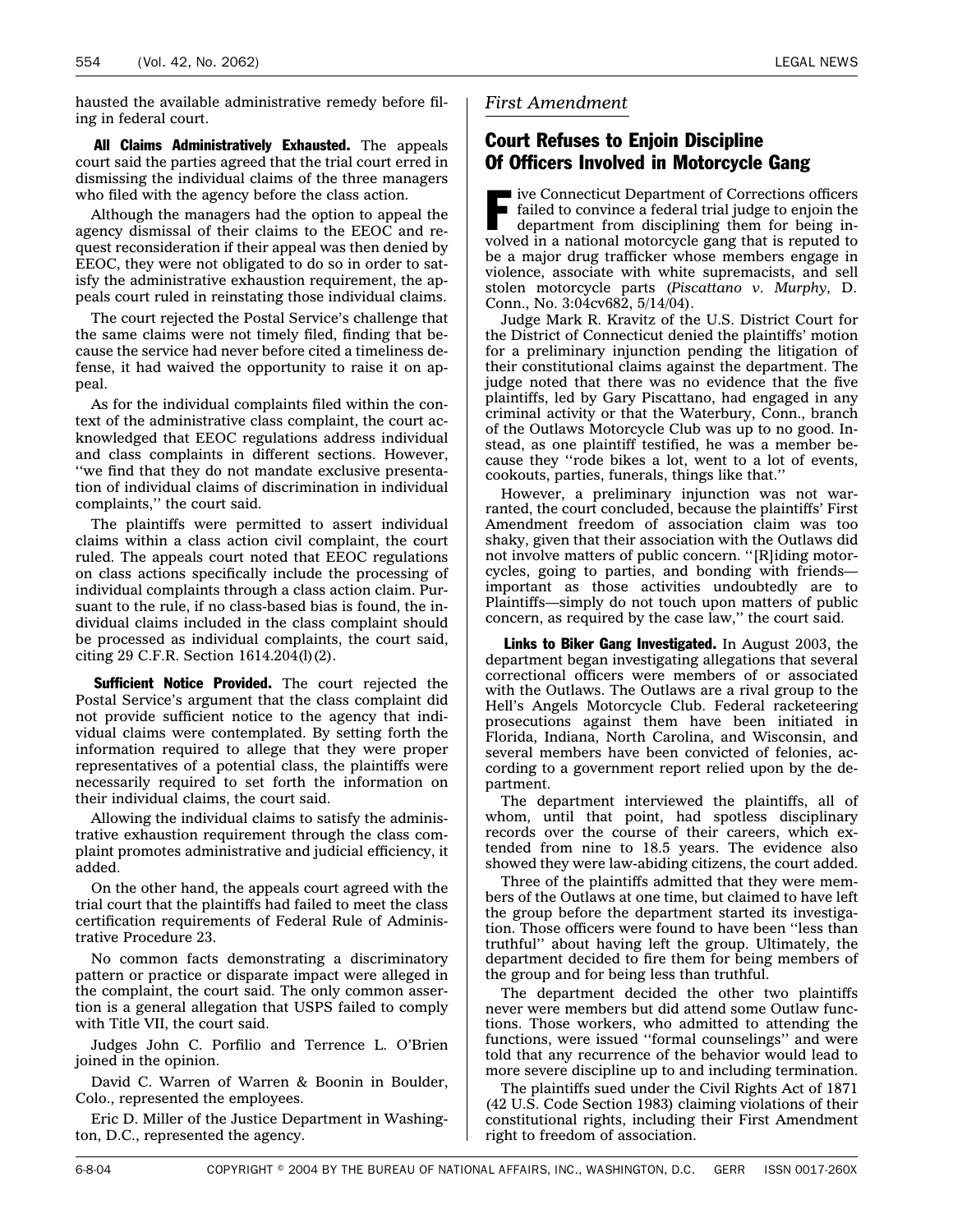hausted the available administrative remedy before filing in federal court.

**All Claims Administratively Exhausted.** The appeals court said the parties agreed that the trial court erred in dismissing the individual claims of the three managers who filed with the agency before the class action.

Although the managers had the option to appeal the agency dismissal of their claims to the EEOC and request reconsideration if their appeal was then denied by EEOC, they were not obligated to do so in order to satisfy the administrative exhaustion requirement, the appeals court ruled in reinstating those individual claims.

The court rejected the Postal Service's challenge that the same claims were not timely filed, finding that because the service had never before cited a timeliness defense, it had waived the opportunity to raise it on appeal.

As for the individual complaints filed within the context of the administrative class complaint, the court acknowledged that EEOC regulations address individual and class complaints in different sections. However, ''we find that they do not mandate exclusive presentation of individual claims of discrimination in individual complaints,'' the court said.

The plaintiffs were permitted to assert individual claims within a class action civil complaint, the court ruled. The appeals court noted that EEOC regulations on class actions specifically include the processing of individual complaints through a class action claim. Pursuant to the rule, if no class-based bias is found, the individual claims included in the class complaint should be processed as individual complaints, the court said, citing 29 C.F.R. Section 1614.204(l)(2).

**Sufficient Notice Provided.** The court rejected the Postal Service's argument that the class complaint did not provide sufficient notice to the agency that individual claims were contemplated. By setting forth the information required to allege that they were proper representatives of a potential class, the plaintiffs were necessarily required to set forth the information on their individual claims, the court said.

Allowing the individual claims to satisfy the administrative exhaustion requirement through the class complaint promotes administrative and judicial efficiency, it added.

On the other hand, the appeals court agreed with the trial court that the plaintiffs had failed to meet the class certification requirements of Federal Rule of Administrative Procedure 23.

No common facts demonstrating a discriminatory pattern or practice or disparate impact were alleged in the complaint, the court said. The only common assertion is a general allegation that USPS failed to comply with Title VII, the court said.

Judges John C. Porfilio and Terrence L. O'Brien joined in the opinion.

David C. Warren of Warren & Boonin in Boulder, Colo., represented the employees.

Eric D. Miller of the Justice Department in Washington, D.C., represented the agency.

*First Amendment*

## Court Refuses to Enjoin Discipline Of Officers Involved in Motorcycle Gang

Five Connecticut Department of Corrections officers failed to convince a federal trial judge to enjoin the department from disciplining them for being involved in a national motorcycle gang that is reputed to be a major drug trafficker whose members engage in violence, associate with white supremacists, and sell stolen motorcycle parts (*Piscattano v. Murphy,* D. Conn., No. 3:04cv682, 5/14/04).

Judge Mark R. Kravitz of the U.S. District Court for the District of Connecticut denied the plaintiffs' motion for a preliminary injunction pending the litigation of their constitutional claims against the department. The judge noted that there was no evidence that the five plaintiffs, led by Gary Piscattano, had engaged in any criminal activity or that the Waterbury, Conn., branch of the Outlaws Motorcycle Club was up to no good. Instead, as one plaintiff testified, he was a member because they ''rode bikes a lot, went to a lot of events, cookouts, parties, funerals, things like that.''

However, a preliminary injunction was not warranted, the court concluded, because the plaintiffs' First Amendment freedom of association claim was too shaky, given that their association with the Outlaws did not involve matters of public concern. ''[R]iding motorcycles, going to parties, and bonding with friends—important as those activities undoubtedly are to Plaintiffs—simply do not touch upon matters of public concern, as required by the case law,'' the court said.

**Links to Biker Gang Investigated.** In August 2003, the department began investigating allegations that several correctional officers were members of or associated with the Outlaws. The Outlaws are a rival group to the Hell's Angels Motorcycle Club. Federal racketeering prosecutions against them have been initiated in Florida, Indiana, North Carolina, and Wisconsin, and several members have been convicted of felonies, according to a government report relied upon by the department.

The department interviewed the plaintiffs, all of whom, until that point, had spotless disciplinary records over the course of their careers, which extended from nine to 18.5 years. The evidence also showed they were law-abiding citizens, the court added.

Three of the plaintiffs admitted that they were members of the Outlaws at one time, but claimed to have left the group before the department started its investigation. Those officers were found to have been ''less than truthful'' about having left the group. Ultimately, the department decided to fire them for being members of the group and for being less than truthful.

The department decided the other two plaintiffs never were members but did attend some Outlaw functions. Those workers, who admitted to attending the functions, were issued ''formal counselings'' and were told that any recurrence of the behavior would lead to more severe discipline up to and including termination.

The plaintiffs sued under the Civil Rights Act of 1871 (42 U.S. Code Section 1983) claiming violations of their constitutional rights, including their First Amendment right to freedom of association.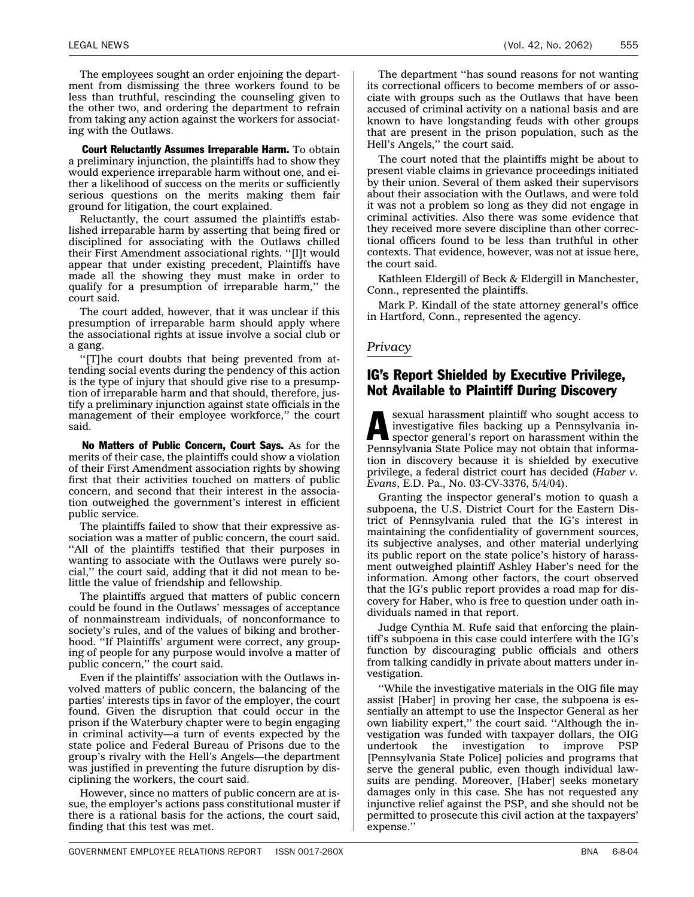The employees sought an order enjoining the department from dismissing the three workers found to be less than truthful, rescinding the counseling given to the other two, and ordering the department to refrain from taking any action against the workers for associating with the Outlaws.

**Court Reluctantly Assumes Irreparable Harm.** To obtain a preliminary injunction, the plaintiffs had to show they would experience irreparable harm without one, and either a likelihood of success on the merits or sufficiently serious questions on the merits making them fair ground for litigation, the court explained.

Reluctantly, the court assumed the plaintiffs established irreparable harm by asserting that being fired or disciplined for associating with the Outlaws chilled their First Amendment associational rights. ''[I]t would appear that under existing precedent, Plaintiffs have made all the showing they must make in order to qualify for a presumption of irreparable harm,'' the court said.

The court added, however, that it was unclear if this presumption of irreparable harm should apply where the associational rights at issue involve a social club or a gang.

''[T]he court doubts that being prevented from attending social events during the pendency of this action is the type of injury that should give rise to a presumption of irreparable harm and that should, therefore, justify a preliminary injunction against state officials in the management of their employee workforce,'' the court said.

**No Matters of Public Concern, Court Says.** As for the merits of their case, the plaintiffs could show a violation of their First Amendment association rights by showing first that their activities touched on matters of public concern, and second that their interest in the association outweighed the government's interest in efficient public service.

The plaintiffs failed to show that their expressive association was a matter of public concern, the court said. ''All of the plaintiffs testified that their purposes in wanting to associate with the Outlaws were purely social,'' the court said, adding that it did not mean to belittle the value of friendship and fellowship.

The plaintiffs argued that matters of public concern could be found in the Outlaws' messages of acceptance of nonmainstream individuals, of nonconformance to society's rules, and of the values of biking and brotherhood. ''If Plaintiffs' argument were correct, any grouping of people for any purpose would involve a matter of public concern,'' the court said.

Even if the plaintiffs' association with the Outlaws involved matters of public concern, the balancing of the parties' interests tips in favor of the employer, the court found. Given the disruption that could occur in the prison if the Waterbury chapter were to begin engaging in criminal activity—a turn of events expected by the state police and Federal Bureau of Prisons due to the group's rivalry with the Hell's Angels—the department was justified in preventing the future disruption by disciplining the workers, the court said.

However, since no matters of public concern are at issue, the employer's actions pass constitutional muster if there is a rational basis for the actions, the court said, finding that this test was met.

The department ''has sound reasons for not wanting its correctional officers to become members of or associate with groups such as the Outlaws that have been accused of criminal activity on a national basis and are known to have longstanding feuds with other groups that are present in the prison population, such as the Hell's Angels,'' the court said.

The court noted that the plaintiffs might be about to present viable claims in grievance proceedings initiated by their union. Several of them asked their supervisors about their association with the Outlaws, and were told it was not a problem so long as they did not engage in criminal activities. Also there was some evidence that they received more severe discipline than other correctional officers found to be less than truthful in other contexts. That evidence, however, was not at issue here, the court said.

Kathleen Eldergill of Beck & Eldergill in Manchester, Conn., represented the plaintiffs.

Mark P. Kindall of the state attorney general's office in Hartford, Conn., represented the agency.

*Privacy*

## IG's Report Shielded by Executive Privilege, Not Available to Plaintiff During Discovery

A sexual harassment plaintiff who sought access to investigative files backing up a Pennsylvania inspector general's report on harassment within the Pennsylvania State Police may not obtain that information in discovery because it is shielded by executive privilege, a federal district court has decided (*Haber v. Evans*, E.D. Pa., No. 03-CV-3376, 5/4/04).

Granting the inspector general's motion to quash a subpoena, the U.S. District Court for the Eastern District of Pennsylvania ruled that the IG's interest in maintaining the confidentiality of government sources, its subjective analyses, and other material underlying its public report on the state police's history of harassment outweighed plaintiff Ashley Haber's need for the information. Among other factors, the court observed that the IG's public report provides a road map for discovery for Haber, who is free to question under oath individuals named in that report.

Judge Cynthia M. Rufe said that enforcing the plaintiff's subpoena in this case could interfere with the IG's function by discouraging public officials and others from talking candidly in private about matters under investigation.

''While the investigative materials in the OIG file may assist [Haber] in proving her case, the subpoena is essentially an attempt to use the Inspector General as her own liability expert,'' the court said. ''Although the investigation was funded with taxpayer dollars, the OIG undertook the investigation to improve PSP [Pennsylvania State Police] policies and programs that serve the general public, even though individual lawsuits are pending. Moreover, [Haber] seeks monetary damages only in this case. She has not requested any injunctive relief against the PSP, and she should not be permitted to prosecute this civil action at the taxpayers' expense.''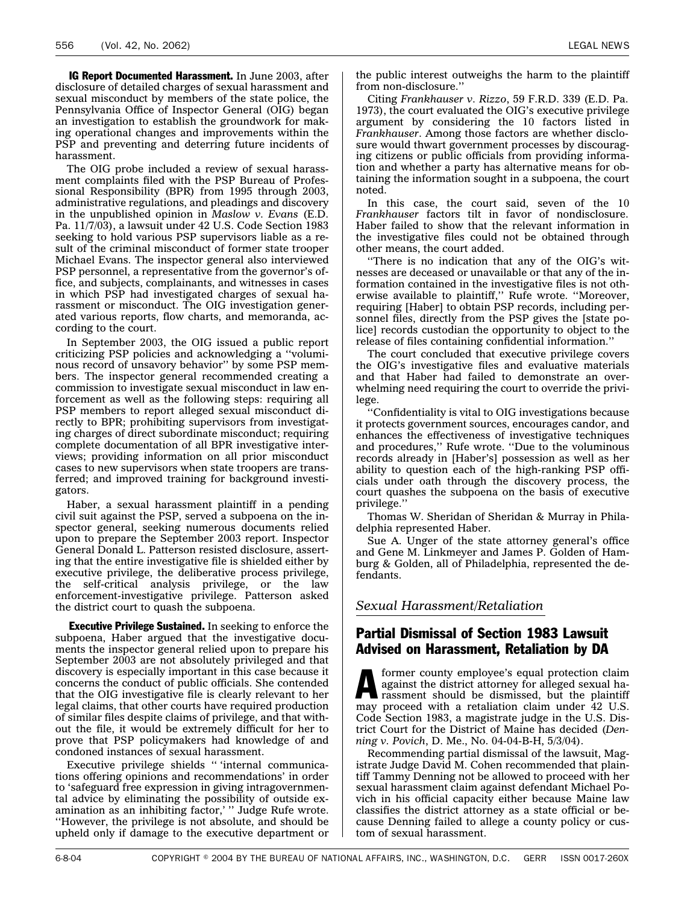**IG Report Documented Harassment.** In June 2003, after disclosure of detailed charges of sexual harassment and sexual misconduct by members of the state police, the Pennsylvania Office of Inspector General (OIG) began an investigation to establish the groundwork for making operational changes and improvements within the PSP and preventing and deterring future incidents of harassment.

The OIG probe included a review of sexual harassment complaints filed with the PSP Bureau of Professional Responsibility (BPR) from 1995 through 2003, administrative regulations, and pleadings and discovery in the unpublished opinion in *Maslow v. Evans* (E.D. Pa. 11/7/03), a lawsuit under 42 U.S. Code Section 1983 seeking to hold various PSP supervisors liable as a result of the criminal misconduct of former state trooper Michael Evans. The inspector general also interviewed PSP personnel, a representative from the governor's office, and subjects, complainants, and witnesses in cases in which PSP had investigated charges of sexual harassment or misconduct. The OIG investigation generated various reports, flow charts, and memoranda, according to the court.

In September 2003, the OIG issued a public report criticizing PSP policies and acknowledging a ''voluminous record of unsavory behavior'' by some PSP members. The inspector general recommended creating a commission to investigate sexual misconduct in law enforcement as well as the following steps: requiring all PSP members to report alleged sexual misconduct directly to BPR; prohibiting supervisors from investigating charges of direct subordinate misconduct; requiring complete documentation of all BPR investigative interviews; providing information on all prior misconduct cases to new supervisors when state troopers are transferred; and improved training for background investigators.

Haber, a sexual harassment plaintiff in a pending civil suit against the PSP, served a subpoena on the inspector general, seeking numerous documents relied upon to prepare the September 2003 report. Inspector General Donald L. Patterson resisted disclosure, asserting that the entire investigative file is shielded either by executive privilege, the deliberative process privilege, the self-critical analysis privilege, or the law enforcement-investigative privilege. Patterson asked the district court to quash the subpoena.

**Executive Privilege Sustained.** In seeking to enforce the subpoena, Haber argued that the investigative documents the inspector general relied upon to prepare his September 2003 report are not absolutely privileged and that discovery is especially important in this case because it concerns the conduct of public officials. She contended that the OIG investigative file is clearly relevant to her legal claims, that other courts have required production of similar files despite claims of privilege, and that without the file, it would be extremely difficult for her to prove that PSP policymakers had knowledge of and condoned instances of sexual harassment.

Executive privilege shields '' 'internal communications offering opinions and recommendations' in order to 'safeguard free expression in giving intragovernmental advice by eliminating the possibility of outside examination as an inhibiting factor,' '' Judge Rufe wrote. ''However, the privilege is not absolute, and should be upheld only if damage to the executive department or the public interest outweighs the harm to the plaintiff from non-disclosure.''

Citing *Frankhauser v. Rizzo*, 59 F.R.D. 339 (E.D. Pa. 1973), the court evaluated the OIG's executive privilege argument by considering the 10 factors listed in *Frankhauser*. Among those factors are whether disclosure would thwart government processes by discouraging citizens or public officials from providing information and whether a party has alternative means for obtaining the information sought in a subpoena, the court noted.

In this case, the court said, seven of the 10 *Frankhauser* factors tilt in favor of nondisclosure. Haber failed to show that the relevant information in the investigative files could not be obtained through other means, the court added.

''There is no indication that any of the OIG's witnesses are deceased or unavailable or that any of the information contained in the investigative files is not otherwise available to plaintiff,'' Rufe wrote. ''Moreover, requiring [Haber] to obtain PSP records, including personnel files, directly from the PSP gives the [state police] records custodian the opportunity to object to the release of files containing confidential information.''

The court concluded that executive privilege covers the OIG's investigative files and evaluative materials and that Haber had failed to demonstrate an overwhelming need requiring the court to override the privilege.

''Confidentiality is vital to OIG investigations because it protects government sources, encourages candor, and enhances the effectiveness of investigative techniques and procedures,'' Rufe wrote. ''Due to the voluminous records already in [Haber's] possession as well as her ability to question each of the high-ranking PSP officials under oath through the discovery process, the court quashes the subpoena on the basis of executive privilege.''

Thomas W. Sheridan of Sheridan & Murray in Philadelphia represented Haber.

Sue A. Unger of the state attorney general's office and Gene M. Linkmeyer and James P. Golden of Hamburg & Golden, all of Philadelphia, represented the defendants.

### *Sexual Harassment/Retaliation*

## Partial Dismissal of Section 1983 Lawsuit Advised on Harassment, Retaliation by DA

A former county employee's equal protection claim against the district attorney for alleged sexual harassment should be dismissed, but the plaintiff may proceed with a retaliation claim under 42 U.S. Code Section 1983, a magistrate judge in the U.S. District Court for the District of Maine has decided (*Denning v. Povich*, D. Me., No. 04-04-B-H, 5/3/04).

Recommending partial dismissal of the lawsuit, Magistrate Judge David M. Cohen recommended that plaintiff Tammy Denning not be allowed to proceed with her sexual harassment claim against defendant Michael Povich in his official capacity either because Maine law classifies the district attorney as a state official or because Denning failed to allege a county policy or custom of sexual harassment.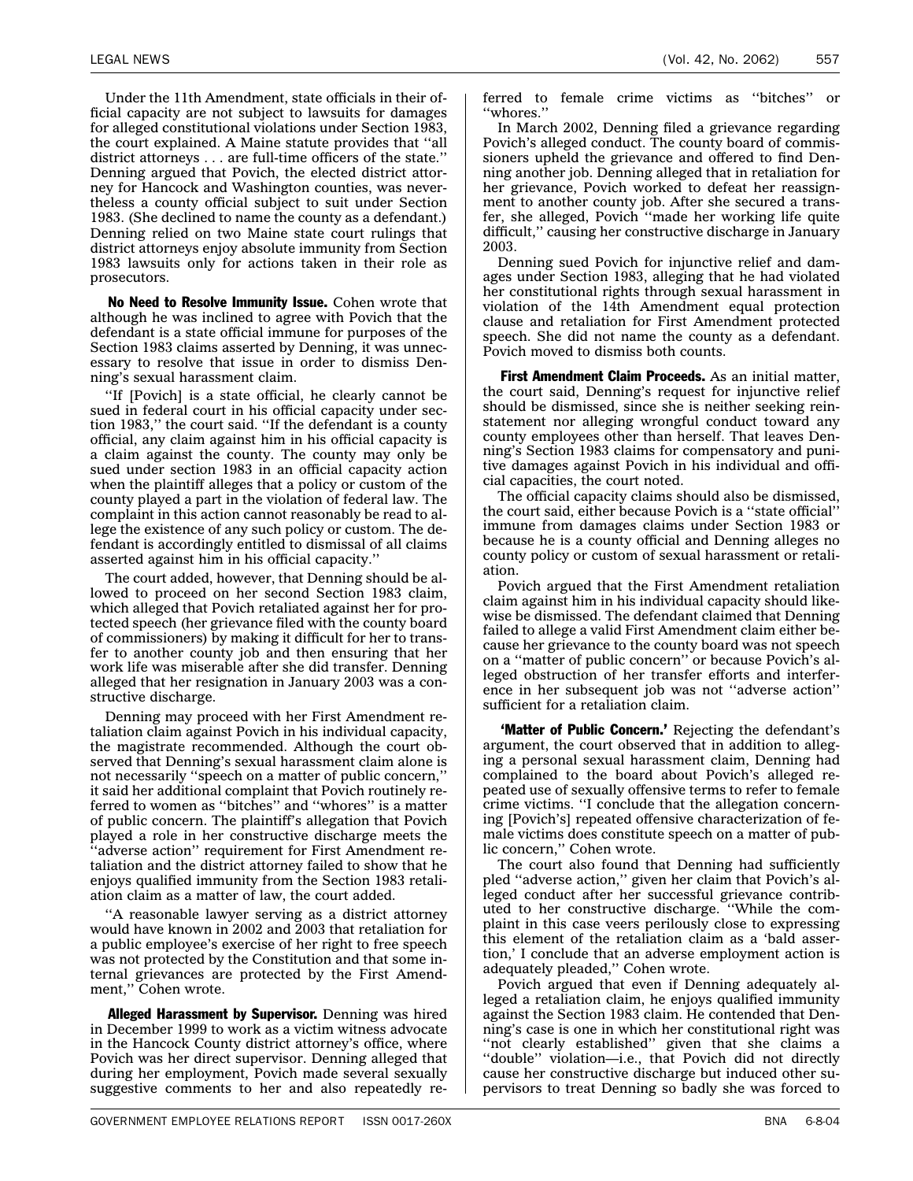Under the 11th Amendment, state officials in their official capacity are not subject to lawsuits for damages for alleged constitutional violations under Section 1983, the court explained. A Maine statute provides that ''all district attorneys . . . are full-time officers of the state.'' Denning argued that Povich, the elected district attorney for Hancock and Washington counties, was nevertheless a county official subject to suit under Section 1983. (She declined to name the county as a defendant.) Denning relied on two Maine state court rulings that district attorneys enjoy absolute immunity from Section 1983 lawsuits only for actions taken in their role as prosecutors.

**No Need to Resolve Immunity Issue.** Cohen wrote that although he was inclined to agree with Povich that the defendant is a state official immune for purposes of the Section 1983 claims asserted by Denning, it was unnecessary to resolve that issue in order to dismiss Denning's sexual harassment claim.

''If [Povich] is a state official, he clearly cannot be sued in federal court in his official capacity under section 1983,'' the court said. ''If the defendant is a county official, any claim against him in his official capacity is a claim against the county. The county may only be sued under section 1983 in an official capacity action when the plaintiff alleges that a policy or custom of the county played a part in the violation of federal law. The complaint in this action cannot reasonably be read to allege the existence of any such policy or custom. The defendant is accordingly entitled to dismissal of all claims asserted against him in his official capacity.''

The court added, however, that Denning should be allowed to proceed on her second Section 1983 claim, which alleged that Povich retaliated against her for protected speech (her grievance filed with the county board of commissioners) by making it difficult for her to transfer to another county job and then ensuring that her work life was miserable after she did transfer. Denning alleged that her resignation in January 2003 was a constructive discharge.

Denning may proceed with her First Amendment retaliation claim against Povich in his individual capacity, the magistrate recommended. Although the court observed that Denning's sexual harassment claim alone is not necessarily ''speech on a matter of public concern,'' it said her additional complaint that Povich routinely referred to women as ''bitches'' and ''whores'' is a matter of public concern. The plaintiff's allegation that Povich played a role in her constructive discharge meets the ''adverse action'' requirement for First Amendment retaliation and the district attorney failed to show that he enjoys qualified immunity from the Section 1983 retaliation claim as a matter of law, the court added.

''A reasonable lawyer serving as a district attorney would have known in 2002 and 2003 that retaliation for a public employee's exercise of her right to free speech was not protected by the Constitution and that some internal grievances are protected by the First Amendment,'' Cohen wrote.

**Alleged Harassment by Supervisor.** Denning was hired in December 1999 to work as a victim witness advocate in the Hancock County district attorney's office, where Povich was her direct supervisor. Denning alleged that during her employment, Povich made several sexually suggestive comments to her and also repeatedly referred to female crime victims as ''bitches'' or ''whores.''

In March 2002, Denning filed a grievance regarding Povich's alleged conduct. The county board of commissioners upheld the grievance and offered to find Denning another job. Denning alleged that in retaliation for her grievance, Povich worked to defeat her reassignment to another county job. After she secured a transfer, she alleged, Povich ''made her working life quite difficult,'' causing her constructive discharge in January 2003.

Denning sued Povich for injunctive relief and damages under Section 1983, alleging that he had violated her constitutional rights through sexual harassment in violation of the 14th Amendment equal protection clause and retaliation for First Amendment protected speech. She did not name the county as a defendant. Povich moved to dismiss both counts.

**First Amendment Claim Proceeds.** As an initial matter, the court said, Denning's request for injunctive relief should be dismissed, since she is neither seeking reinstatement nor alleging wrongful conduct toward any county employees other than herself. That leaves Denning's Section 1983 claims for compensatory and punitive damages against Povich in his individual and official capacities, the court noted.

The official capacity claims should also be dismissed, the court said, either because Povich is a ''state official'' immune from damages claims under Section 1983 or because he is a county official and Denning alleges no county policy or custom of sexual harassment or retaliation.

Povich argued that the First Amendment retaliation claim against him in his individual capacity should likewise be dismissed. The defendant claimed that Denning failed to allege a valid First Amendment claim either because her grievance to the county board was not speech on a ''matter of public concern'' or because Povich's alleged obstruction of her transfer efforts and interference in her subsequent job was not ''adverse action'' sufficient for a retaliation claim.

**'Matter of Public Concern.'** Rejecting the defendant's argument, the court observed that in addition to alleging a personal sexual harassment claim, Denning had complained to the board about Povich's alleged repeated use of sexually offensive terms to refer to female crime victims. ''I conclude that the allegation concerning [Povich's] repeated offensive characterization of female victims does constitute speech on a matter of public concern,'' Cohen wrote.

The court also found that Denning had sufficiently pled ''adverse action,'' given her claim that Povich's alleged conduct after her successful grievance contributed to her constructive discharge. ''While the complaint in this case veers perilously close to expressing this element of the retaliation claim as a 'bald assertion,' I conclude that an adverse employment action is adequately pleaded,'' Cohen wrote.

Povich argued that even if Denning adequately alleged a retaliation claim, he enjoys qualified immunity against the Section 1983 claim. He contended that Denning's case is one in which her constitutional right was ''not clearly established'' given that she claims a ''double'' violation—i.e., that Povich did not directly cause her constructive discharge but induced other supervisors to treat Denning so badly she was forced to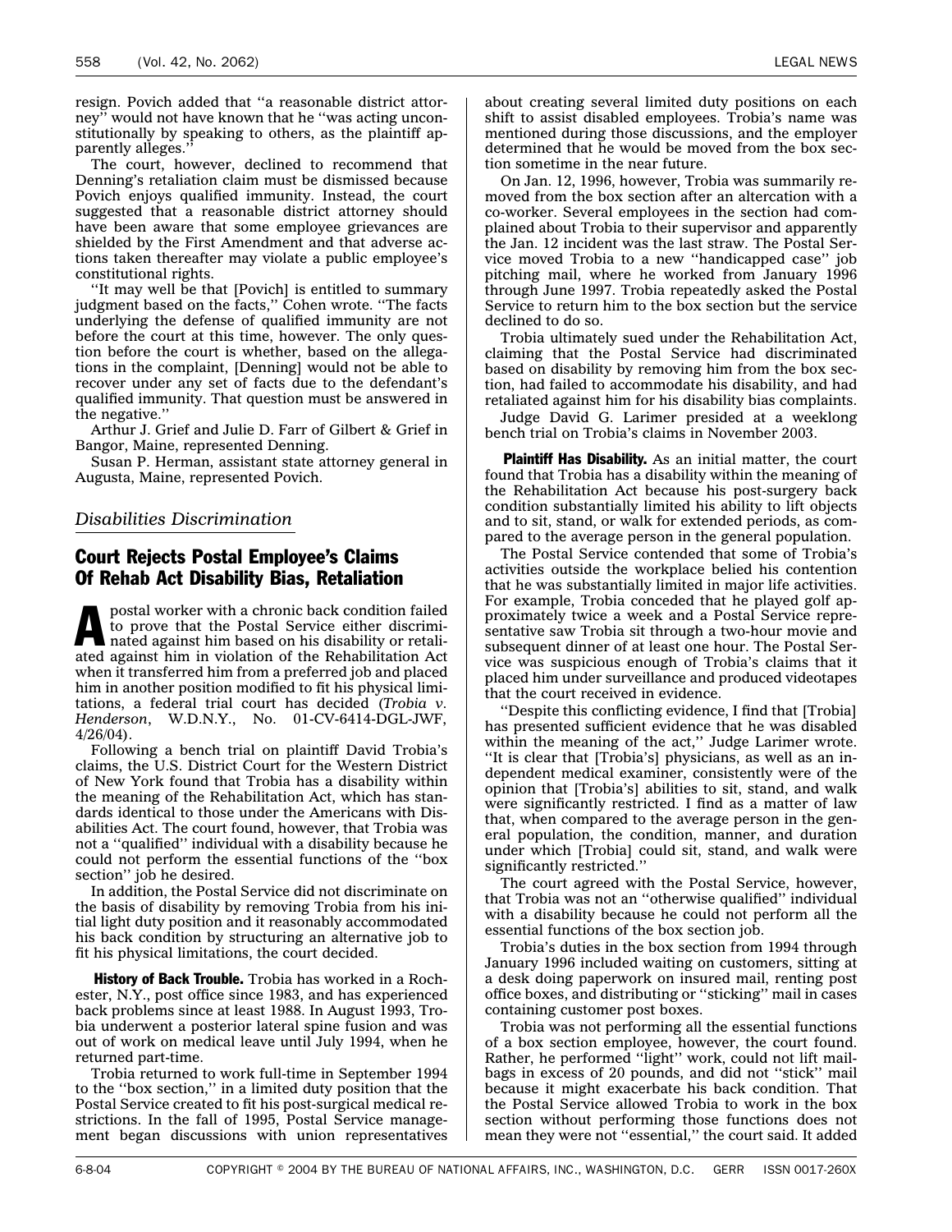resign. Povich added that ''a reasonable district attorney'' would not have known that he ''was acting unconstitutionally by speaking to others, as the plaintiff apparently alleges.''

The court, however, declined to recommend that Denning's retaliation claim must be dismissed because Povich enjoys qualified immunity. Instead, the court suggested that a reasonable district attorney should have been aware that some employee grievances are shielded by the First Amendment and that adverse actions taken thereafter may violate a public employee's constitutional rights.

''It may well be that [Povich] is entitled to summary judgment based on the facts,'' Cohen wrote. ''The facts underlying the defense of qualified immunity are not before the court at this time, however. The only question before the court is whether, based on the allegations in the complaint, [Denning] would not be able to recover under any set of facts due to the defendant's qualified immunity. That question must be answered in the negative.''

Arthur J. Grief and Julie D. Farr of Gilbert & Grief in Bangor, Maine, represented Denning.

Susan P. Herman, assistant state attorney general in Augusta, Maine, represented Povich.

*Disabilities Discrimination*

## Court Rejects Postal Employee's Claims Of Rehab Act Disability Bias, Retaliation

A postal worker with a chronic back condition failed to prove that the Postal Service either discriminated against him based on his disability or retaliated against him in violation of the Rehabilitation Act when it transferred him from a preferred job and placed him in another position modified to fit his physical limitations, a federal trial court has decided (*Trobia v. Henderson*, W.D.N.Y., No. 01-CV-6414-DGL-JWF, 4/26/04).

Following a bench trial on plaintiff David Trobia's claims, the U.S. District Court for the Western District of New York found that Trobia has a disability within the meaning of the Rehabilitation Act, which has standards identical to those under the Americans with Disabilities Act. The court found, however, that Trobia was not a ''qualified'' individual with a disability because he could not perform the essential functions of the ''box section'' job he desired.

In addition, the Postal Service did not discriminate on the basis of disability by removing Trobia from his initial light duty position and it reasonably accommodated his back condition by structuring an alternative job to fit his physical limitations, the court decided.

**History of Back Trouble.** Trobia has worked in a Rochester, N.Y., post office since 1983, and has experienced back problems since at least 1988. In August 1993, Trobia underwent a posterior lateral spine fusion and was out of work on medical leave until July 1994, when he returned part-time.

Trobia returned to work full-time in September 1994 to the ''box section,'' in a limited duty position that the Postal Service created to fit his post-surgical medical restrictions. In the fall of 1995, Postal Service management began discussions with union representatives about creating several limited duty positions on each shift to assist disabled employees. Trobia's name was mentioned during those discussions, and the employer determined that he would be moved from the box section sometime in the near future.

On Jan. 12, 1996, however, Trobia was summarily removed from the box section after an altercation with a co-worker. Several employees in the section had complained about Trobia to their supervisor and apparently the Jan. 12 incident was the last straw. The Postal Service moved Trobia to a new ''handicapped case'' job pitching mail, where he worked from January 1996 through June 1997. Trobia repeatedly asked the Postal Service to return him to the box section but the service declined to do so.

Trobia ultimately sued under the Rehabilitation Act, claiming that the Postal Service had discriminated based on disability by removing him from the box section, had failed to accommodate his disability, and had retaliated against him for his disability bias complaints.

Judge David G. Larimer presided at a weeklong bench trial on Trobia's claims in November 2003.

**Plaintiff Has Disability.** As an initial matter, the court found that Trobia has a disability within the meaning of the Rehabilitation Act because his post-surgery back condition substantially limited his ability to lift objects and to sit, stand, or walk for extended periods, as compared to the average person in the general population.

The Postal Service contended that some of Trobia's activities outside the workplace belied his contention that he was substantially limited in major life activities. For example, Trobia conceded that he played golf approximately twice a week and a Postal Service representative saw Trobia sit through a two-hour movie and subsequent dinner of at least one hour. The Postal Service was suspicious enough of Trobia's claims that it placed him under surveillance and produced videotapes that the court received in evidence.

''Despite this conflicting evidence, I find that [Trobia] has presented sufficient evidence that he was disabled within the meaning of the act,'' Judge Larimer wrote. ''It is clear that [Trobia's] physicians, as well as an independent medical examiner, consistently were of the opinion that [Trobia's] abilities to sit, stand, and walk were significantly restricted. I find as a matter of law that, when compared to the average person in the general population, the condition, manner, and duration under which [Trobia] could sit, stand, and walk were significantly restricted.''

The court agreed with the Postal Service, however, that Trobia was not an ''otherwise qualified'' individual with a disability because he could not perform all the essential functions of the box section job.

Trobia's duties in the box section from 1994 through January 1996 included waiting on customers, sitting at a desk doing paperwork on insured mail, renting post office boxes, and distributing or ''sticking'' mail in cases containing customer post boxes.

Trobia was not performing all the essential functions of a box section employee, however, the court found. Rather, he performed ''light'' work, could not lift mailbags in excess of 20 pounds, and did not ''stick'' mail because it might exacerbate his back condition. That the Postal Service allowed Trobia to work in the box section without performing those functions does not mean they were not ''essential,'' the court said. It added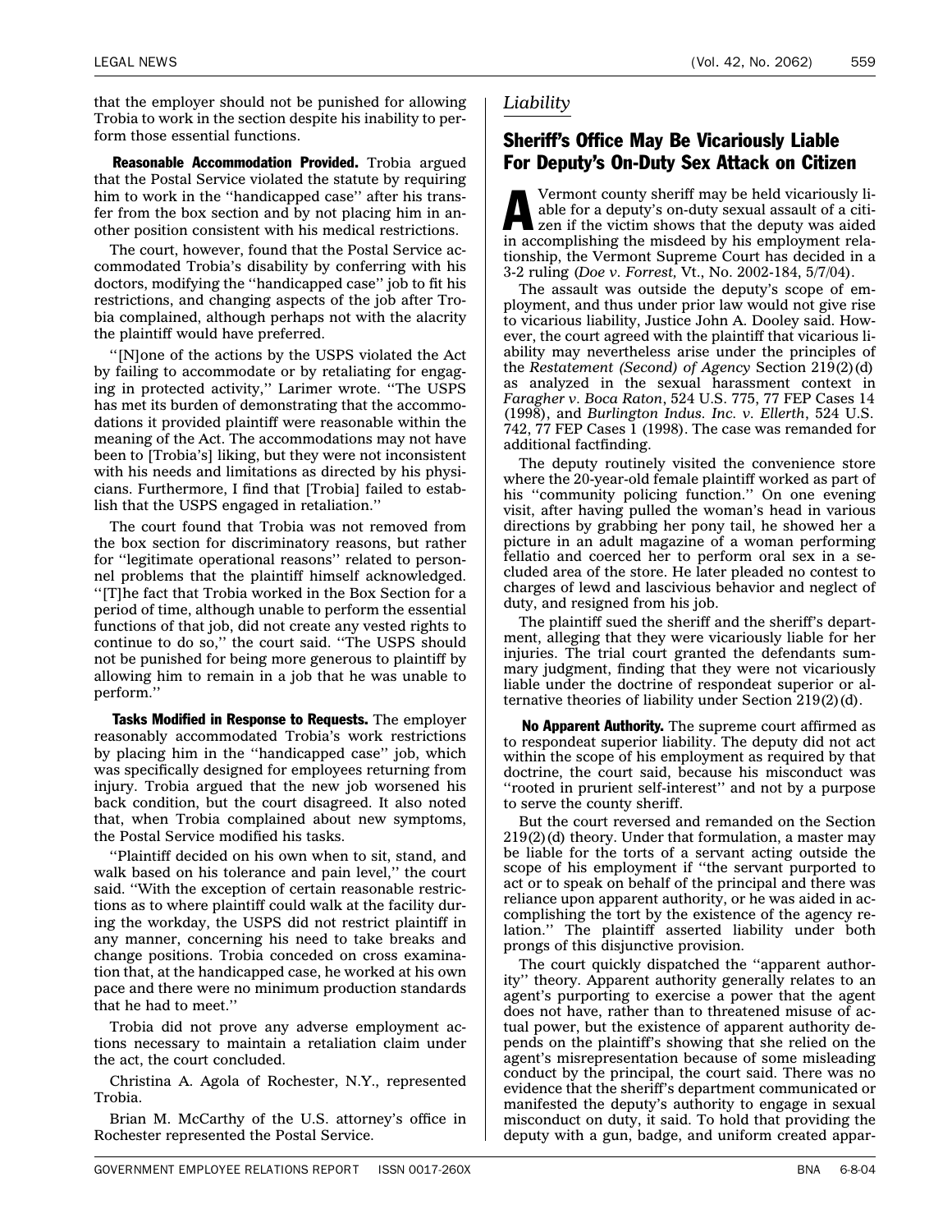that the employer should not be punished for allowing Trobia to work in the section despite his inability to perform those essential functions.

**Reasonable Accommodation Provided.** Trobia argued that the Postal Service violated the statute by requiring him to work in the ''handicapped case'' after his transfer from the box section and by not placing him in another position consistent with his medical restrictions.

The court, however, found that the Postal Service accommodated Trobia's disability by conferring with his doctors, modifying the ''handicapped case'' job to fit his restrictions, and changing aspects of the job after Trobia complained, although perhaps not with the alacrity the plaintiff would have preferred.

''[N]one of the actions by the USPS violated the Act by failing to accommodate or by retaliating for engaging in protected activity,'' Larimer wrote. ''The USPS has met its burden of demonstrating that the accommodations it provided plaintiff were reasonable within the meaning of the Act. The accommodations may not have been to [Trobia's] liking, but they were not inconsistent with his needs and limitations as directed by his physicians. Furthermore, I find that [Trobia] failed to establish that the USPS engaged in retaliation.''

The court found that Trobia was not removed from the box section for discriminatory reasons, but rather for ''legitimate operational reasons'' related to personnel problems that the plaintiff himself acknowledged. ''[T]he fact that Trobia worked in the Box Section for a period of time, although unable to perform the essential functions of that job, did not create any vested rights to continue to do so,'' the court said. ''The USPS should not be punished for being more generous to plaintiff by allowing him to remain in a job that he was unable to perform.''

**Tasks Modified in Response to Requests.** The employer reasonably accommodated Trobia's work restrictions by placing him in the ''handicapped case'' job, which was specifically designed for employees returning from injury. Trobia argued that the new job worsened his back condition, but the court disagreed. It also noted that, when Trobia complained about new symptoms, the Postal Service modified his tasks.

''Plaintiff decided on his own when to sit, stand, and walk based on his tolerance and pain level,'' the court said. ''With the exception of certain reasonable restrictions as to where plaintiff could walk at the facility during the workday, the USPS did not restrict plaintiff in any manner, concerning his need to take breaks and change positions. Trobia conceded on cross examination that, at the handicapped case, he worked at his own pace and there were no minimum production standards that he had to meet.''

Trobia did not prove any adverse employment actions necessary to maintain a retaliation claim under the act, the court concluded.

Christina A. Agola of Rochester, N.Y., represented Trobia.

Brian M. McCarthy of the U.S. attorney's office in Rochester represented the Postal Service.

*Liability*

## Sheriff's Office May Be Vicariously Liable For Deputy's On-Duty Sex Attack on Citizen

A Vermont county sheriff may be held vicariously liable for a deputy's on-duty sexual assault of a citizen if the victim shows that the deputy was aided in accomplishing the misdeed by his employment relationship, the Vermont Supreme Court has decided in a 3-2 ruling (*Doe v. Forrest*, Vt., No. 2002-184, 5/7/04).

The assault was outside the deputy's scope of employment, and thus under prior law would not give rise to vicarious liability, Justice John A. Dooley said. However, the court agreed with the plaintiff that vicarious liability may nevertheless arise under the principles of the *Restatement (Second) of Agency* Section 219(2)(d) as analyzed in the sexual harassment context in *Faragher v. Boca Raton*, 524 U.S. 775, 77 FEP Cases 14 (1998), and *Burlington Indus. Inc. v. Ellerth*, 524 U.S. 742, 77 FEP Cases 1 (1998). The case was remanded for additional factfinding.

The deputy routinely visited the convenience store where the 20-year-old female plaintiff worked as part of his ''community policing function.'' On one evening visit, after having pulled the woman's head in various directions by grabbing her pony tail, he showed her a picture in an adult magazine of a woman performing fellatio and coerced her to perform oral sex in a secluded area of the store. He later pleaded no contest to charges of lewd and lascivious behavior and neglect of duty, and resigned from his job.

The plaintiff sued the sheriff and the sheriff's department, alleging that they were vicariously liable for her injuries. The trial court granted the defendants summary judgment, finding that they were not vicariously liable under the doctrine of respondeat superior or alternative theories of liability under Section 219(2)(d).

**No Apparent Authority.** The supreme court affirmed as to respondeat superior liability. The deputy did not act within the scope of his employment as required by that doctrine, the court said, because his misconduct was ''rooted in prurient self-interest'' and not by a purpose to serve the county sheriff.

But the court reversed and remanded on the Section 219(2)(d) theory. Under that formulation, a master may be liable for the torts of a servant acting outside the scope of his employment if ''the servant purported to act or to speak on behalf of the principal and there was reliance upon apparent authority, or he was aided in accomplishing the tort by the existence of the agency relation.'' The plaintiff asserted liability under both prongs of this disjunctive provision.

The court quickly dispatched the ''apparent authority'' theory. Apparent authority generally relates to an agent's purporting to exercise a power that the agent does not have, rather than to threatened misuse of actual power, but the existence of apparent authority depends on the plaintiff's showing that she relied on the agent's misrepresentation because of some misleading conduct by the principal, the court said. There was no evidence that the sheriff's department communicated or manifested the deputy's authority to engage in sexual misconduct on duty, it said. To hold that providing the deputy with a gun, badge, and uniform created appar-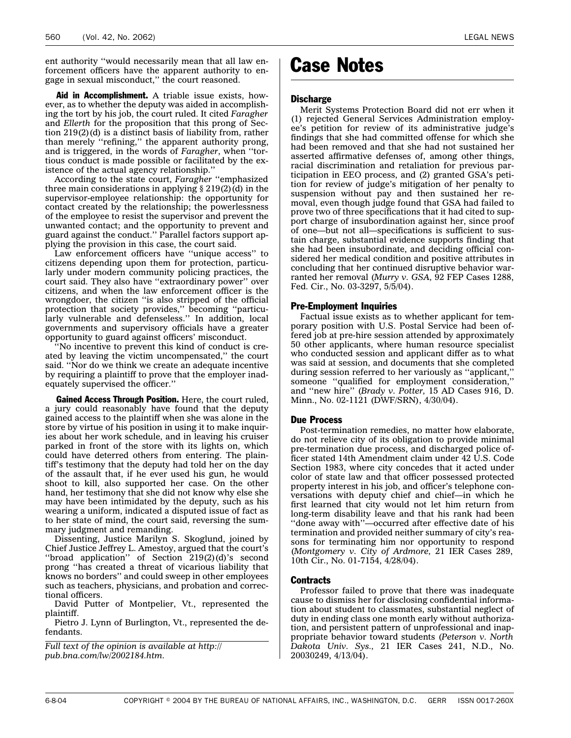ent authority "would necessarily mean that all law enforcement officers have the apparent authority to engage in sexual misconduct," the court reasoned.

**Aid in Accomplishment.** A triable issue exists, however, as to whether the deputy was aided in accomplishing the tort by his job, the court ruled. It cited *Faragher* and *Ellerth* for the proposition that this prong of Section 219(2)(d) is a distinct basis of liability from, rather than merely "refining," the apparent authority prong, and is triggered, in the words of *Faragher*, when "tortious conduct is made possible or facilitated by the existence of the actual agency relationship."

According to the state court, *Faragher* "emphasized three main considerations in applying § 219(2)(d) in the supervisor-employee relationship: the opportunity for contact created by the relationship; the powerlessness of the employee to resist the supervisor and prevent the unwanted contact; and the opportunity to prevent and guard against the conduct." Parallel factors support applying the provision in this case, the court said.

Law enforcement officers have "unique access" to citizens depending upon them for protection, particularly under modern community policing practices, the court said. They also have "extraordinary power" over citizens, and when the law enforcement officer is the wrongdoer, the citizen "is also stripped of the official protection that society provides," becoming "particularly vulnerable and defenseless." In addition, local governments and supervisory officials have a greater opportunity to guard against officers' misconduct.

"No incentive to prevent this kind of conduct is created by leaving the victim uncompensated," the court said. "Nor do we think we create an adequate incentive by requiring a plaintiff to prove that the employer inadequately supervised the officer."

**Gained Access Through Position.** Here, the court ruled, a jury could reasonably have found that the deputy gained access to the plaintiff when she was alone in the store by virtue of his position in using it to make inquiries about her work schedule, and in leaving his cruiser parked in front of the store with its lights on, which could have deterred others from entering. The plaintiff's testimony that the deputy had told her on the day of the assault that, if he ever used his gun, he would shoot to kill, also supported her case. On the other hand, her testimony that she did not know why else she may have been intimidated by the deputy, such as his wearing a uniform, indicated a disputed issue of fact as to her state of mind, the court said, reversing the summary judgment and remanding.

Dissenting, Justice Marilyn S. Skoglund, joined by Chief Justice Jeffrey L. Amestoy, argued that the court's "broad application" of Section 219(2)(d)'s second prong "has created a threat of vicarious liability that knows no borders" and could sweep in other employees such as teachers, physicians, and probation and correctional officers.

David Putter of Montpelier, Vt., represented the plaintiff.

Pietro J. Lynn of Burlington, Vt., represented the defendants.

*Full text of the opinion is available at http://pub.bna.com/lw/2002184.htm.*

# Case Notes

### Discharge

Merit Systems Protection Board did not err when it (1) rejected General Services Administration employee's petition for review of its administrative judge's findings that she had committed offense for which she had been removed and that she had not sustained her asserted affirmative defenses of, among other things, racial discrimination and retaliation for previous participation in EEO process, and (2) granted GSA's petition for review of judge's mitigation of her penalty to suspension without pay and then sustained her removal, even though judge found that GSA had failed to prove two of three specifications that it had cited to support charge of insubordination against her, since proof of one—but not all—specifications is sufficient to sustain charge, substantial evidence supports finding that she had been insubordinate, and deciding official considered her medical condition and positive attributes in concluding that her continued disruptive behavior warranted her removal (*Murry v. GSA,* 92 FEP Cases 1288, Fed. Cir., No. 03-3297, 5/5/04).

### Pre-Employment Inquiries

Factual issue exists as to whether applicant for temporary position with U.S. Postal Service had been offered job at pre-hire session attended by approximately 50 other applicants, where human resource specialist who conducted session and applicant differ as to what was said at session, and documents that she completed during session referred to her variously as "applicant," someone "qualified for employment consideration," and "new hire" (*Brady v. Potter,* 15 AD Cases 916, D. Minn., No. 02-1121 (DWF/SRN), 4/30/04).

### Due Process

Post-termination remedies, no matter how elaborate, do not relieve city of its obligation to provide minimal pre-termination due process, and discharged police officer stated 14th Amendment claim under 42 U.S. Code Section 1983, where city concedes that it acted under color of state law and that officer possessed protected property interest in his job, and officer's telephone conversations with deputy chief and chief—in which he first learned that city would not let him return from long-term disability leave and that his rank had been "done away with"—occurred after effective date of his termination and provided neither summary of city's reasons for terminating him nor opportunity to respond (*Montgomery v. City of Ardmore,* 21 IER Cases 289, 10th Cir., No. 01-7154, 4/28/04).

### Contracts

Professor failed to prove that there was inadequate cause to dismiss her for disclosing confidential information about student to classmates, substantial neglect of duty in ending class one month early without authorization, and persistent pattern of unprofessional and inappropriate behavior toward students (*Peterson v. North Dakota Univ. Sys.,* 21 IER Cases 241, N.D., No. 20030249, 4/13/04).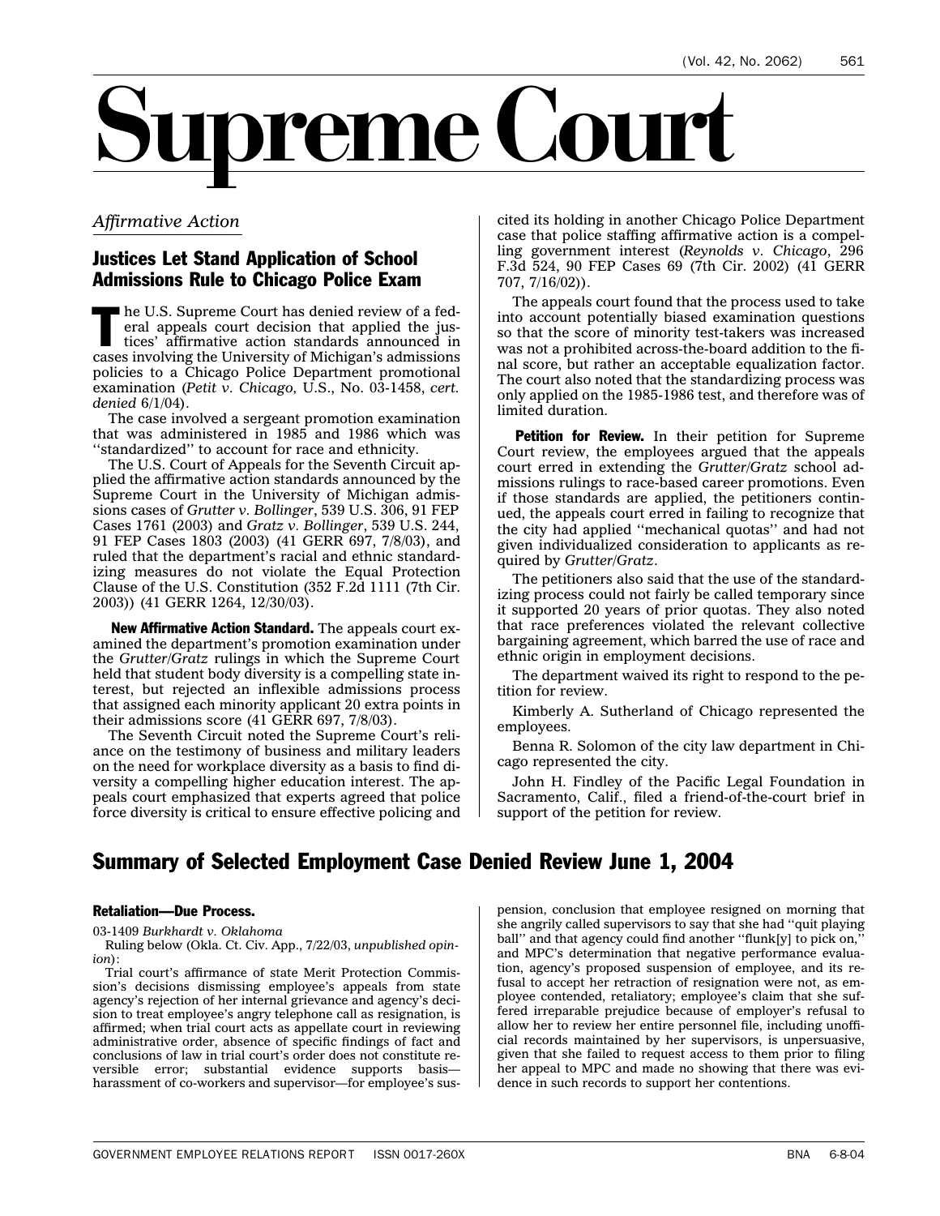# Supreme Court

*Affirmative Action*

## Justices Let Stand Application of School Admissions Rule to Chicago Police Exam

The U.S. Supreme Court has denied review of a federal appeals court decision that applied the justices' affirmative action standards announced in cases involving the University of Michigan's admissions policies to a Chicago Police Department promotional examination (*Petit v. Chicago,* U.S., No. 03-1458, *cert. denied* 6/1/04).

The case involved a sergeant promotion examination that was administered in 1985 and 1986 which was ''standardized'' to account for race and ethnicity.

The U.S. Court of Appeals for the Seventh Circuit applied the affirmative action standards announced by the Supreme Court in the University of Michigan admissions cases of *Grutter v. Bollinger*, 539 U.S. 306, 91 FEP Cases 1761 (2003) and *Gratz v. Bollinger*, 539 U.S. 244, 91 FEP Cases 1803 (2003) (41 GERR 697, 7/8/03), and ruled that the department's racial and ethnic standardizing measures do not violate the Equal Protection Clause of the U.S. Constitution (352 F.2d 1111 (7th Cir. 2003)) (41 GERR 1264, 12/30/03).

**New Affirmative Action Standard.** The appeals court examined the department's promotion examination under the *Grutter/Gratz* rulings in which the Supreme Court held that student body diversity is a compelling state interest, but rejected an inflexible admissions process that assigned each minority applicant 20 extra points in their admissions score (41 GERR 697, 7/8/03).

The Seventh Circuit noted the Supreme Court's reliance on the testimony of business and military leaders on the need for workplace diversity as a basis to find diversity a compelling higher education interest. The appeals court emphasized that experts agreed that police force diversity is critical to ensure effective policing and cited its holding in another Chicago Police Department case that police staffing affirmative action is a compelling government interest (*Reynolds v. Chicago*, 296 F.3d 524, 90 FEP Cases 69 (7th Cir. 2002) (41 GERR 707, 7/16/02)).

The appeals court found that the process used to take into account potentially biased examination questions so that the score of minority test-takers was increased was not a prohibited across-the-board addition to the final score, but rather an acceptable equalization factor. The court also noted that the standardizing process was only applied on the 1985-1986 test, and therefore was of limited duration.

**Petition for Review.** In their petition for Supreme Court review, the employees argued that the appeals court erred in extending the *Grutter/Gratz* school admissions rulings to race-based career promotions. Even if those standards are applied, the petitioners continued, the appeals court erred in failing to recognize that the city had applied ''mechanical quotas'' and had not given individualized consideration to applicants as required by *Grutter/Gratz*.

The petitioners also said that the use of the standardizing process could not fairly be called temporary since it supported 20 years of prior quotas. They also noted that race preferences violated the relevant collective bargaining agreement, which barred the use of race and ethnic origin in employment decisions.

The department waived its right to respond to the petition for review.

Kimberly A. Sutherland of Chicago represented the employees.

Benna R. Solomon of the city law department in Chicago represented the city.

John H. Findley of the Pacific Legal Foundation in Sacramento, Calif., filed a friend-of-the-court brief in support of the petition for review.

## Summary of Selected Employment Case Denied Review June 1, 2004

### Retaliation—Due Process.

*03-1409 Burkhardt v. Oklahoma*

Ruling below (Okla. Ct. Civ. App., 7/22/03, *unpublished opinion*):

Trial court's affirmance of state Merit Protection Commission's decisions dismissing employee's appeals from state agency's rejection of her internal grievance and agency's decision to treat employee's angry telephone call as resignation, is affirmed; when trial court acts as appellate court in reviewing administrative order, absence of specific findings of fact and conclusions of law in trial court's order does not constitute reversible error; substantial evidence supports basis—harassment of co-workers and supervisor—for employee's suspension, conclusion that employee resigned on morning that she angrily called supervisors to say that she had ''quit playing ball'' and that agency could find another ''flunk[y] to pick on,'' and MPC's determination that negative performance evaluation, agency's proposed suspension of employee, and its refusal to accept her retraction of resignation were not, as employee contended, retaliatory; employee's claim that she suffered irreparable prejudice because of employer's refusal to allow her to review her entire personnel file, including unofficial records maintained by her supervisors, is unpersuasive, given that she failed to request access to them prior to filing her appeal to MPC and made no showing that there was evidence in such records to support her contentions.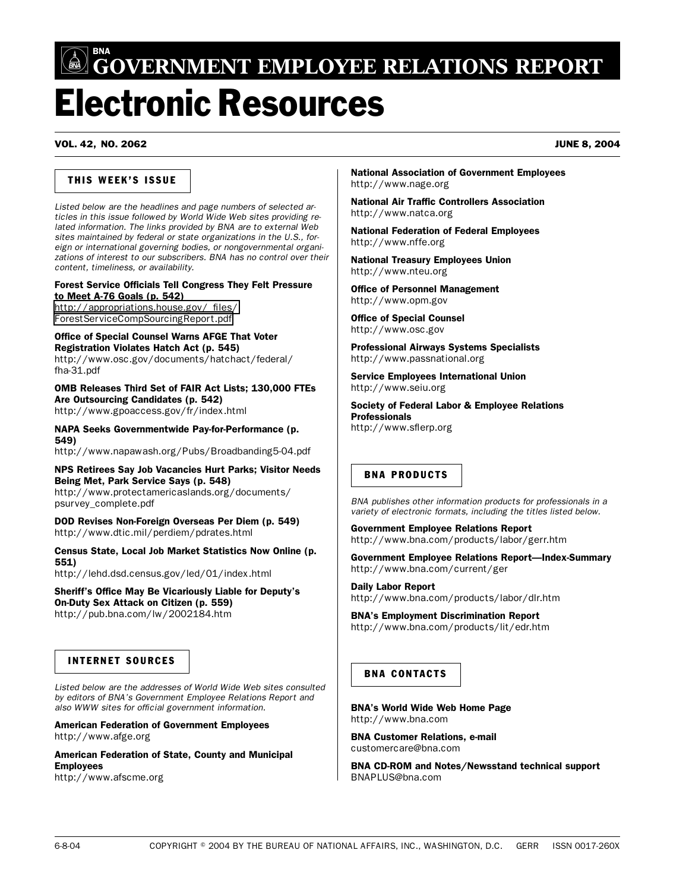# BNA GOVERNMENT EMPLOYEE RELATIONS REPORT

# Electronic Resources

**VOL. 42, NO. 2062** **JUNE 8, 2004**

## THIS WEEK'S ISSUE

*Listed below are the headlines and page numbers of selected articles in this issue followed by World Wide Web sites providing related information. The links provided by BNA are to external Web sites maintained by federal or state organizations in the U.S., foreign or international governing bodies, or nongovernmental organizations of interest to our subscribers. BNA has no control over their content, timeliness, or availability.*

**Forest Service Officials Tell Congress They Felt Pressure to Meet A-76 Goals (p. 542)**
http://appropriations.house.gov/_files/ForestServiceCompSourcingReport.pdf

**Office of Special Counsel Warns AFGE That Voter Registration Violates Hatch Act (p. 545)**
http://www.osc.gov/documents/hatchact/federal/fha-31.pdf

**OMB Releases Third Set of FAIR Act Lists; 130,000 FTEs Are Outsourcing Candidates (p. 542)**
http://www.gpoaccess.gov/fr/index.html

**NAPA Seeks Governmentwide Pay-for-Performance (p. 549)**
http://www.napawash.org/Pubs/Broadbanding5-04.pdf

**NPS Retirees Say Job Vacancies Hurt Parks; Visitor Needs Being Met, Park Service Says (p. 548)**
http://www.protectamericaslands.org/documents/psurvey_complete.pdf

**DOD Revises Non-Foreign Overseas Per Diem (p. 549)**
http://www.dtic.mil/perdiem/pdrates.html

**Census State, Local Job Market Statistics Now Online (p. 551)**
http://lehd.dsd.census.gov/led/01/index.html

**Sheriff's Office May Be Vicariously Liable for Deputy's On-Duty Sex Attack on Citizen (p. 559)**
http://pub.bna.com/lw/2002184.htm

## INTERNET SOURCES

*Listed below are the addresses of World Wide Web sites consulted by editors of BNA's Government Employee Relations Report and also WWW sites for official government information.*

**American Federation of Government Employees**
http://www.afge.org

**American Federation of State, County and Municipal Employees**
http://www.afscme.org

**National Association of Government Employees**
http://www.nage.org

**National Air Traffic Controllers Association**
http://www.natca.org

**National Federation of Federal Employees**
http://www.nffe.org

**National Treasury Employees Union**
http://www.nteu.org

**Office of Personnel Management**
http://www.opm.gov

**Office of Special Counsel**
http://www.osc.gov

**Professional Airways Systems Specialists**
http://www.passnational.org

**Service Employees International Union**
http://www.seiu.org

**Society of Federal Labor & Employee Relations Professionals**
http://www.sflerp.org

## BNA PRODUCTS

*BNA publishes other information products for professionals in a variety of electronic formats, including the titles listed below.*

**Government Employee Relations Report**
http://www.bna.com/products/labor/gerr.htm

**Government Employee Relations Report—Index-Summary**
http://www.bna.com/current/ger

**Daily Labor Report**
http://www.bna.com/products/labor/dlr.htm

**BNA's Employment Discrimination Report**
http://www.bna.com/products/lit/edr.htm

## BNA CONTACTS

**BNA's World Wide Web Home Page**
http://www.bna.com

**BNA Customer Relations, e-mail**
customercare@bna.com

**BNA CD-ROM and Notes/Newsstand technical support**
BNAPLUS@bna.com

COPYRIGHT © 2004 BY THE BUREAU OF NATIONAL AFFAIRS, INC., WASHINGTON, D.C. GERR ISSN 0017-260X